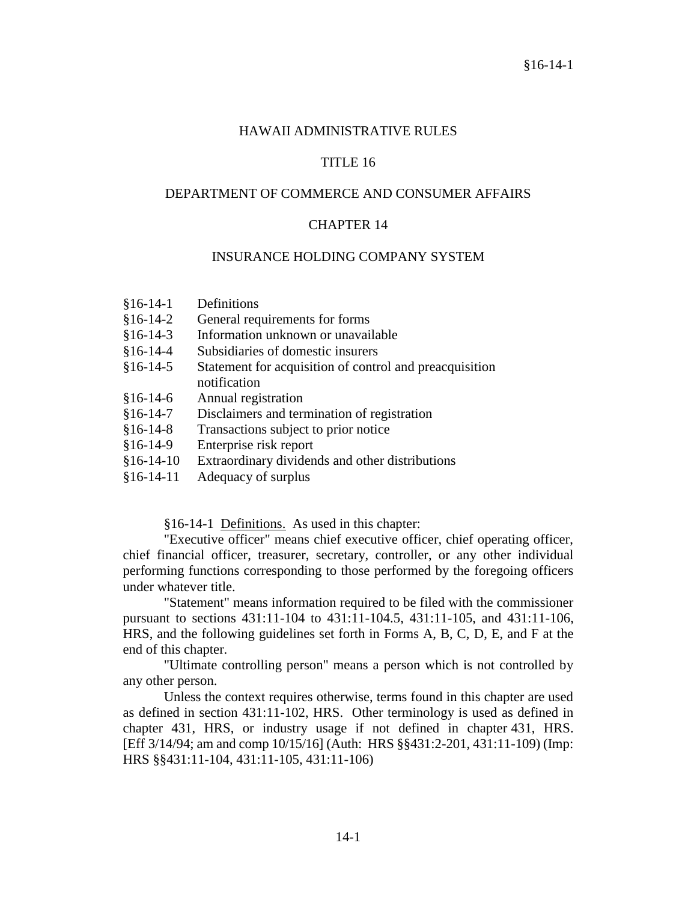# HAWAII ADMINISTRATIVE RULES

## TITLE 16

## DEPARTMENT OF COMMERCE AND CONSUMER AFFAIRS

## CHAPTER 14

## INSURANCE HOLDING COMPANY SYSTEM

- §16-14-1 Definitions
- §16-14-2 General requirements for forms
- §16-14-3 Information unknown or unavailable
- §16-14-4 Subsidiaries of domestic insurers
- §16-14-5 Statement for acquisition of control and preacquisition notification
- §16-14-6 Annual registration
- §16-14-7 Disclaimers and termination of registration
- §16-14-8 Transactions subject to prior notice
- §16-14-9 Enterprise risk report
- §16-14-10 Extraordinary dividends and other distributions
- §16-14-11 Adequacy of surplus

§16-14-1 Definitions. As used in this chapter:

"Executive officer" means chief executive officer, chief operating officer, chief financial officer, treasurer, secretary, controller, or any other individual performing functions corresponding to those performed by the foregoing officers under whatever title.

"Statement" means information required to be filed with the commissioner pursuant to sections 431:11-104 to 431:11-104.5, 431:11-105, and 431:11-106, HRS, and the following guidelines set forth in Forms A, B, C, D, E, and F at the end of this chapter.

"Ultimate controlling person" means a person which is not controlled by any other person.

Unless the context requires otherwise, terms found in this chapter are used as defined in section 431:11-102, HRS. Other terminology is used as defined in chapter 431, HRS, or industry usage if not defined in chapter 431, HRS. [Eff 3/14/94; am and comp 10/15/16] (Auth: HRS §§431:2-201, 431:11-109) (Imp: HRS §§431:11-104, 431:11-105, 431:11-106)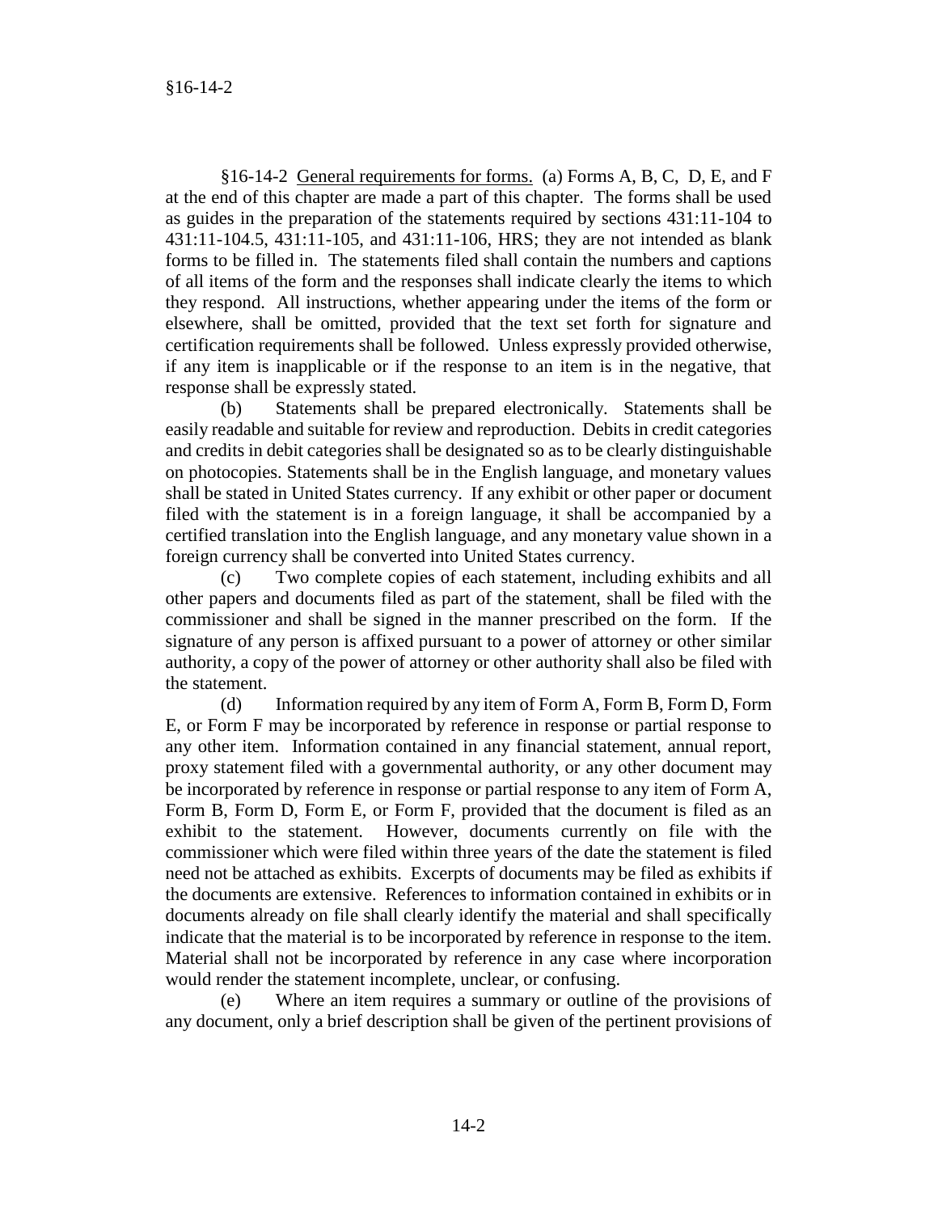§16-14-2 General requirements for forms. (a) Forms A, B, C, D, E, and F at the end of this chapter are made a part of this chapter. The forms shall be used as guides in the preparation of the statements required by sections 431:11-104 to 431:11-104.5, 431:11-105, and 431:11-106, HRS; they are not intended as blank forms to be filled in. The statements filed shall contain the numbers and captions of all items of the form and the responses shall indicate clearly the items to which they respond. All instructions, whether appearing under the items of the form or elsewhere, shall be omitted, provided that the text set forth for signature and certification requirements shall be followed. Unless expressly provided otherwise, if any item is inapplicable or if the response to an item is in the negative, that response shall be expressly stated.

(b) Statements shall be prepared electronically. Statements shall be easily readable and suitable for review and reproduction. Debits in credit categories and credits in debit categories shall be designated so as to be clearly distinguishable on photocopies. Statements shall be in the English language, and monetary values shall be stated in United States currency. If any exhibit or other paper or document filed with the statement is in a foreign language, it shall be accompanied by a certified translation into the English language, and any monetary value shown in a foreign currency shall be converted into United States currency.

(c) Two complete copies of each statement, including exhibits and all other papers and documents filed as part of the statement, shall be filed with the commissioner and shall be signed in the manner prescribed on the form. If the signature of any person is affixed pursuant to a power of attorney or other similar authority, a copy of the power of attorney or other authority shall also be filed with the statement.

(d) Information required by any item of Form A, Form B, Form D, Form E, or Form F may be incorporated by reference in response or partial response to any other item. Information contained in any financial statement, annual report, proxy statement filed with a governmental authority, or any other document may be incorporated by reference in response or partial response to any item of Form A, Form B, Form D, Form E, or Form F, provided that the document is filed as an exhibit to the statement. However, documents currently on file with the commissioner which were filed within three years of the date the statement is filed need not be attached as exhibits. Excerpts of documents may be filed as exhibits if the documents are extensive. References to information contained in exhibits or in documents already on file shall clearly identify the material and shall specifically indicate that the material is to be incorporated by reference in response to the item. Material shall not be incorporated by reference in any case where incorporation would render the statement incomplete, unclear, or confusing.

(e) Where an item requires a summary or outline of the provisions of any document, only a brief description shall be given of the pertinent provisions of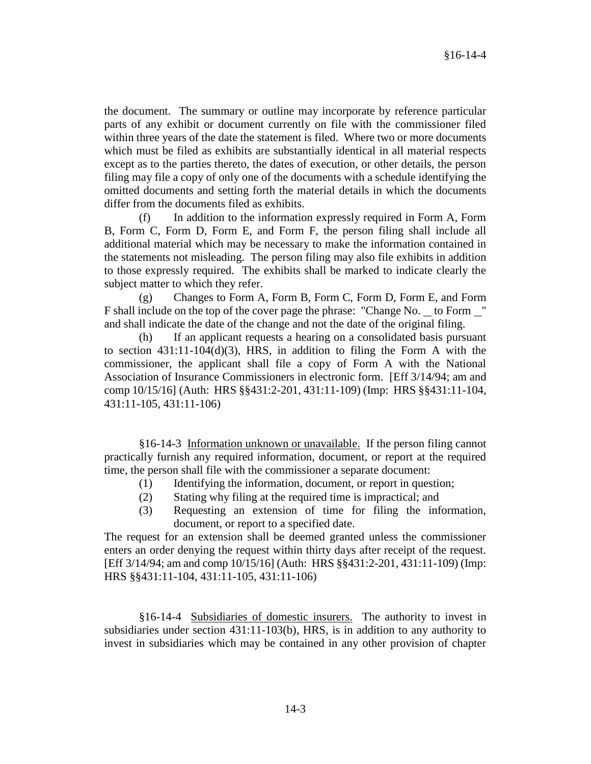the document. The summary or outline may incorporate by reference particular parts of any exhibit or document currently on file with the commissioner filed within three years of the date the statement is filed. Where two or more documents which must be filed as exhibits are substantially identical in all material respects except as to the parties thereto, the dates of execution, or other details, the person filing may file a copy of only one of the documents with a schedule identifying the omitted documents and setting forth the material details in which the documents differ from the documents filed as exhibits.

(f) In addition to the information expressly required in Form A, Form B, Form C, Form D, Form E, and Form F, the person filing shall include all additional material which may be necessary to make the information contained in the statements not misleading. The person filing may also file exhibits in addition to those expressly required. The exhibits shall be marked to indicate clearly the subject matter to which they refer.

(g) Changes to Form A, Form B, Form C, Form D, Form E, and Form F shall include on the top of the cover page the phrase: "Change No. _ to Form _" and shall indicate the date of the change and not the date of the original filing.

(h) If an applicant requests a hearing on a consolidated basis pursuant to section 431:11-104(d)(3), HRS, in addition to filing the Form A with the commissioner, the applicant shall file a copy of Form A with the National Association of Insurance Commissioners in electronic form. [Eff 3/14/94; am and comp 10/15/16] (Auth: HRS §§431:2-201, 431:11-109) (Imp: HRS §§431:11-104, 431:11-105, 431:11-106)

§16-14-3 Information unknown or unavailable. If the person filing cannot practically furnish any required information, document, or report at the required time, the person shall file with the commissioner a separate document:

(1) Identifying the information, document, or report in question;
(2) Stating why filing at the required time is impractical; and
(3) Requesting an extension of time for filing the information, document, or report to a specified date.

The request for an extension shall be deemed granted unless the commissioner enters an order denying the request within thirty days after receipt of the request. [Eff 3/14/94; am and comp 10/15/16] (Auth: HRS §§431:2-201, 431:11-109) (Imp: HRS §§431:11-104, 431:11-105, 431:11-106)

§16-14-4 Subsidiaries of domestic insurers. The authority to invest in subsidiaries under section 431:11-103(b), HRS, is in addition to any authority to invest in subsidiaries which may be contained in any other provision of chapter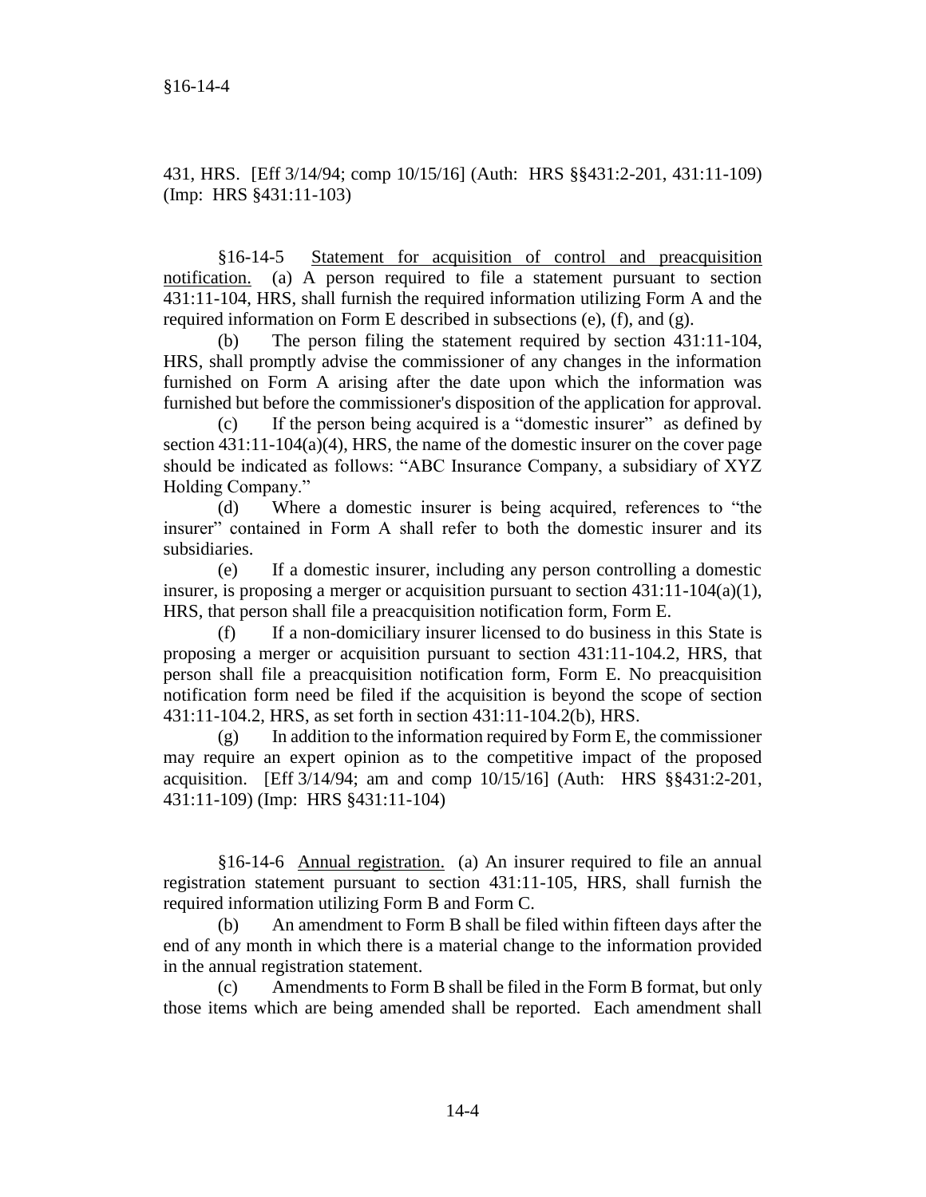431, HRS. [Eff 3/14/94; comp 10/15/16] (Auth: HRS §§431:2-201, 431:11-109) (Imp: HRS §431:11-103)

§16-14-5 Statement for acquisition of control and preacquisition notification. (a) A person required to file a statement pursuant to section 431:11-104, HRS, shall furnish the required information utilizing Form A and the required information on Form E described in subsections (e), (f), and (g).

(b) The person filing the statement required by section 431:11-104, HRS, shall promptly advise the commissioner of any changes in the information furnished on Form A arising after the date upon which the information was furnished but before the commissioner's disposition of the application for approval.

(c) If the person being acquired is a "domestic insurer" as defined by section 431:11-104(a)(4), HRS, the name of the domestic insurer on the cover page should be indicated as follows: "ABC Insurance Company, a subsidiary of XYZ Holding Company."

(d) Where a domestic insurer is being acquired, references to "the insurer" contained in Form A shall refer to both the domestic insurer and its subsidiaries.

(e) If a domestic insurer, including any person controlling a domestic insurer, is proposing a merger or acquisition pursuant to section 431:11-104(a)(1), HRS, that person shall file a preacquisition notification form, Form E.

(f) If a non-domiciliary insurer licensed to do business in this State is proposing a merger or acquisition pursuant to section 431:11-104.2, HRS, that person shall file a preacquisition notification form, Form E. No preacquisition notification form need be filed if the acquisition is beyond the scope of section 431:11-104.2, HRS, as set forth in section 431:11-104.2(b), HRS.

(g) In addition to the information required by Form E, the commissioner may require an expert opinion as to the competitive impact of the proposed acquisition. [Eff 3/14/94; am and comp 10/15/16] (Auth: HRS §§431:2-201, 431:11-109) (Imp: HRS §431:11-104)

§16-14-6 Annual registration. (a) An insurer required to file an annual registration statement pursuant to section 431:11-105, HRS, shall furnish the required information utilizing Form B and Form C.

(b) An amendment to Form B shall be filed within fifteen days after the end of any month in which there is a material change to the information provided in the annual registration statement.

(c) Amendments to Form B shall be filed in the Form B format, but only those items which are being amended shall be reported. Each amendment shall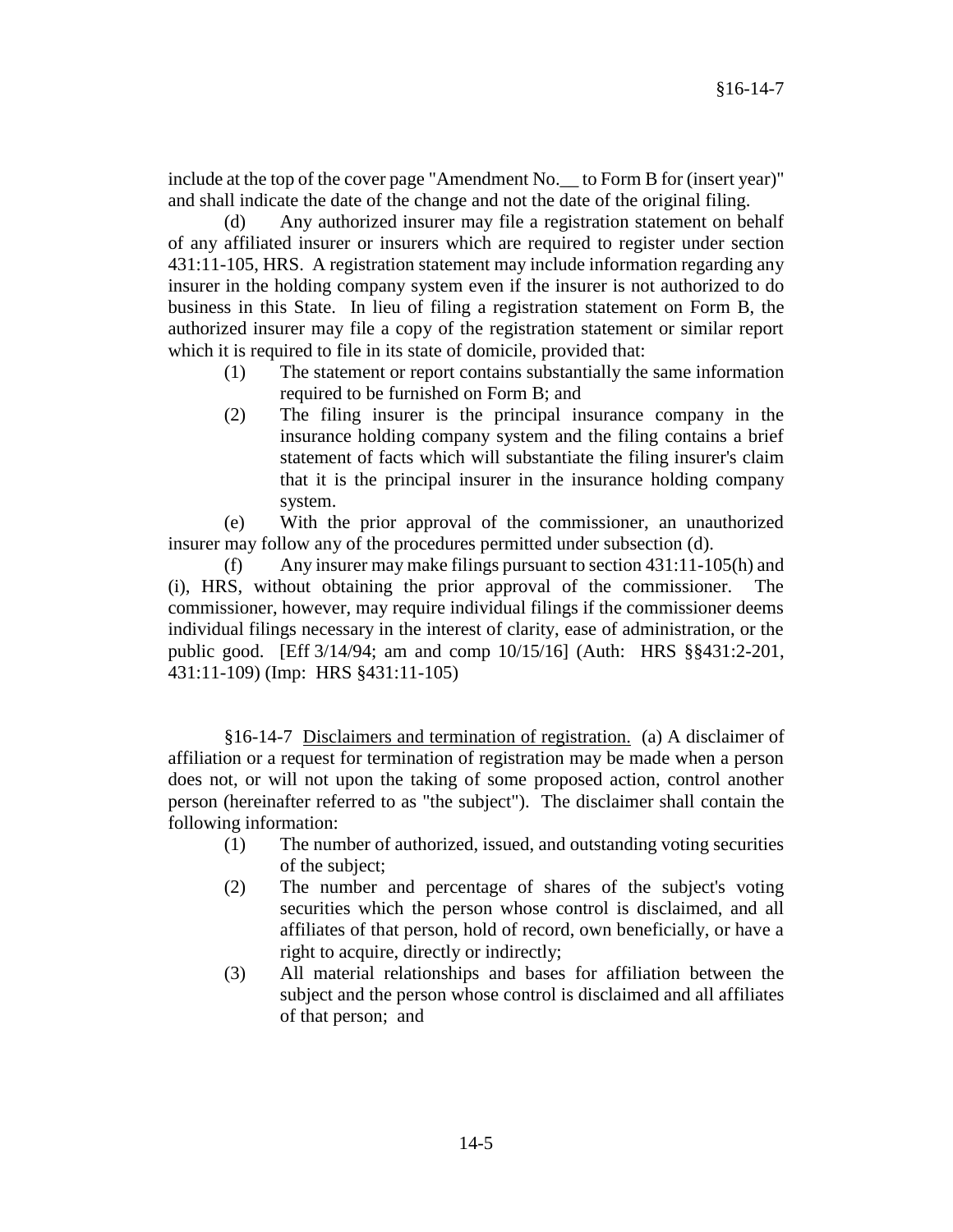include at the top of the cover page "Amendment No.__ to Form B for (insert year)" and shall indicate the date of the change and not the date of the original filing.

(d) Any authorized insurer may file a registration statement on behalf of any affiliated insurer or insurers which are required to register under section 431:11-105, HRS. A registration statement may include information regarding any insurer in the holding company system even if the insurer is not authorized to do business in this State. In lieu of filing a registration statement on Form B, the authorized insurer may file a copy of the registration statement or similar report which it is required to file in its state of domicile, provided that:

(1) The statement or report contains substantially the same information required to be furnished on Form B; and

(2) The filing insurer is the principal insurance company in the insurance holding company system and the filing contains a brief statement of facts which will substantiate the filing insurer's claim that it is the principal insurer in the insurance holding company system.

(e) With the prior approval of the commissioner, an unauthorized insurer may follow any of the procedures permitted under subsection (d).

(f) Any insurer may make filings pursuant to section 431:11-105(h) and (i), HRS, without obtaining the prior approval of the commissioner. The commissioner, however, may require individual filings if the commissioner deems individual filings necessary in the interest of clarity, ease of administration, or the public good. [Eff 3/14/94; am and comp 10/15/16] (Auth: HRS §§431:2-201, 431:11-109) (Imp: HRS §431:11-105)

§16-14-7 Disclaimers and termination of registration. (a) A disclaimer of affiliation or a request for termination of registration may be made when a person does not, or will not upon the taking of some proposed action, control another person (hereinafter referred to as "the subject"). The disclaimer shall contain the following information:

(1) The number of authorized, issued, and outstanding voting securities of the subject;

(2) The number and percentage of shares of the subject's voting securities which the person whose control is disclaimed, and all affiliates of that person, hold of record, own beneficially, or have a right to acquire, directly or indirectly;

(3) All material relationships and bases for affiliation between the subject and the person whose control is disclaimed and all affiliates of that person; and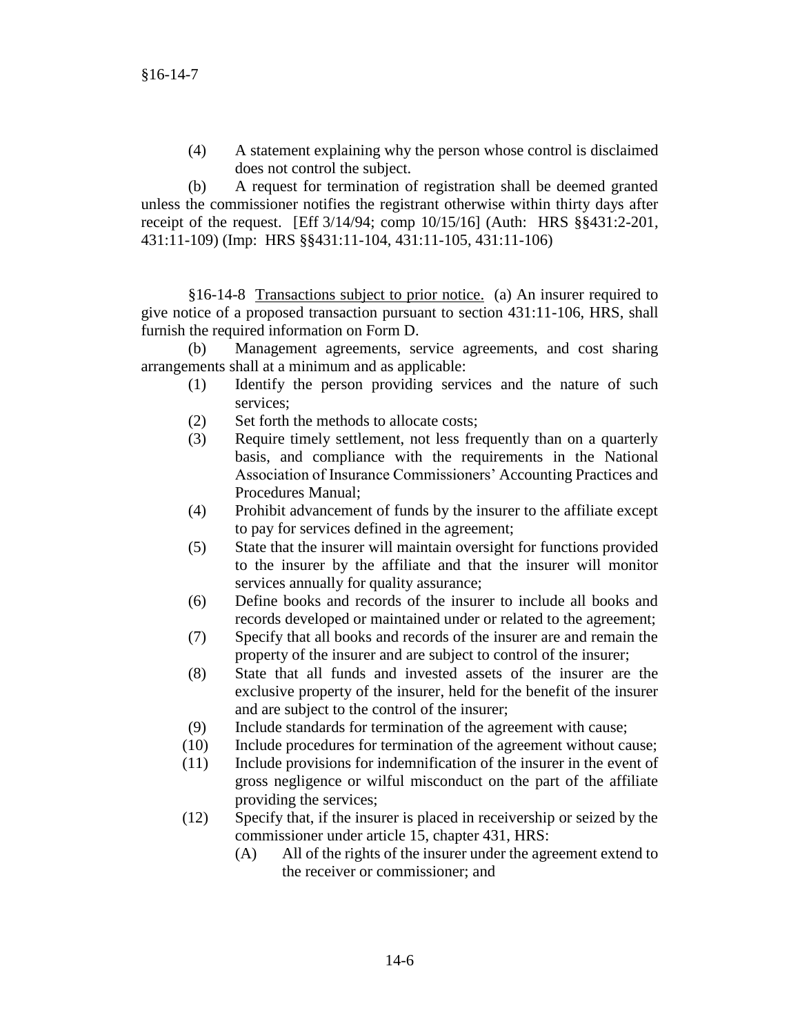(4) A statement explaining why the person whose control is disclaimed does not control the subject.

(b) A request for termination of registration shall be deemed granted unless the commissioner notifies the registrant otherwise within thirty days after receipt of the request. [Eff 3/14/94; comp 10/15/16] (Auth: HRS §§431:2-201, 431:11-109) (Imp: HRS §§431:11-104, 431:11-105, 431:11-106)

§16-14-8 Transactions subject to prior notice. (a) An insurer required to give notice of a proposed transaction pursuant to section 431:11-106, HRS, shall furnish the required information on Form D.

(b) Management agreements, service agreements, and cost sharing arrangements shall at a minimum and as applicable:

(1) Identify the person providing services and the nature of such services;

(2) Set forth the methods to allocate costs;

(3) Require timely settlement, not less frequently than on a quarterly basis, and compliance with the requirements in the National Association of Insurance Commissioners' Accounting Practices and Procedures Manual;

(4) Prohibit advancement of funds by the insurer to the affiliate except to pay for services defined in the agreement;

(5) State that the insurer will maintain oversight for functions provided to the insurer by the affiliate and that the insurer will monitor services annually for quality assurance;

(6) Define books and records of the insurer to include all books and records developed or maintained under or related to the agreement;

(7) Specify that all books and records of the insurer are and remain the property of the insurer and are subject to control of the insurer;

(8) State that all funds and invested assets of the insurer are the exclusive property of the insurer, held for the benefit of the insurer and are subject to the control of the insurer;

(9) Include standards for termination of the agreement with cause;

(10) Include procedures for termination of the agreement without cause;

(11) Include provisions for indemnification of the insurer in the event of gross negligence or wilful misconduct on the part of the affiliate providing the services;

(12) Specify that, if the insurer is placed in receivership or seized by the commissioner under article 15, chapter 431, HRS:

(A) All of the rights of the insurer under the agreement extend to the receiver or commissioner; and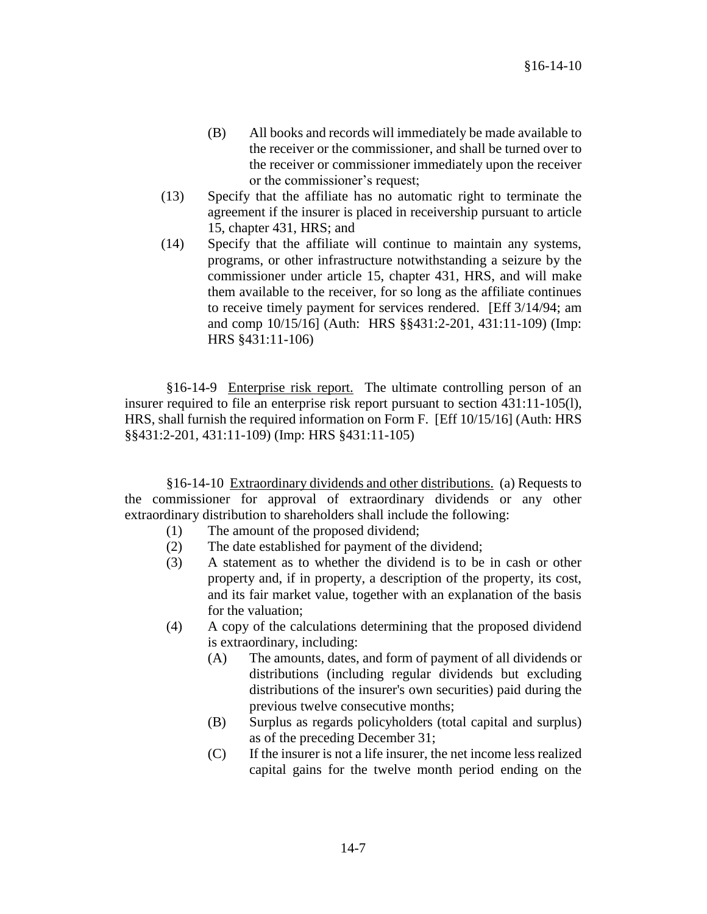(B) All books and records will immediately be made available to the receiver or the commissioner, and shall be turned over to the receiver or commissioner immediately upon the receiver or the commissioner's request;

(13) Specify that the affiliate has no automatic right to terminate the agreement if the insurer is placed in receivership pursuant to article 15, chapter 431, HRS; and

(14) Specify that the affiliate will continue to maintain any systems, programs, or other infrastructure notwithstanding a seizure by the commissioner under article 15, chapter 431, HRS, and will make them available to the receiver, for so long as the affiliate continues to receive timely payment for services rendered. [Eff 3/14/94; am and comp 10/15/16] (Auth: HRS §§431:2-201, 431:11-109) (Imp: HRS §431:11-106)

§16-14-9 Enterprise risk report. The ultimate controlling person of an insurer required to file an enterprise risk report pursuant to section 431:11-105(l), HRS, shall furnish the required information on Form F. [Eff 10/15/16] (Auth: HRS §§431:2-201, 431:11-109) (Imp: HRS §431:11-105)

§16-14-10 Extraordinary dividends and other distributions. (a) Requests to the commissioner for approval of extraordinary dividends or any other extraordinary distribution to shareholders shall include the following:

(1) The amount of the proposed dividend;

(2) The date established for payment of the dividend;

(3) A statement as to whether the dividend is to be in cash or other property and, if in property, a description of the property, its cost, and its fair market value, together with an explanation of the basis for the valuation;

(4) A copy of the calculations determining that the proposed dividend is extraordinary, including:

(A) The amounts, dates, and form of payment of all dividends or distributions (including regular dividends but excluding distributions of the insurer's own securities) paid during the previous twelve consecutive months;

(B) Surplus as regards policyholders (total capital and surplus) as of the preceding December 31;

(C) If the insurer is not a life insurer, the net income less realized capital gains for the twelve month period ending on the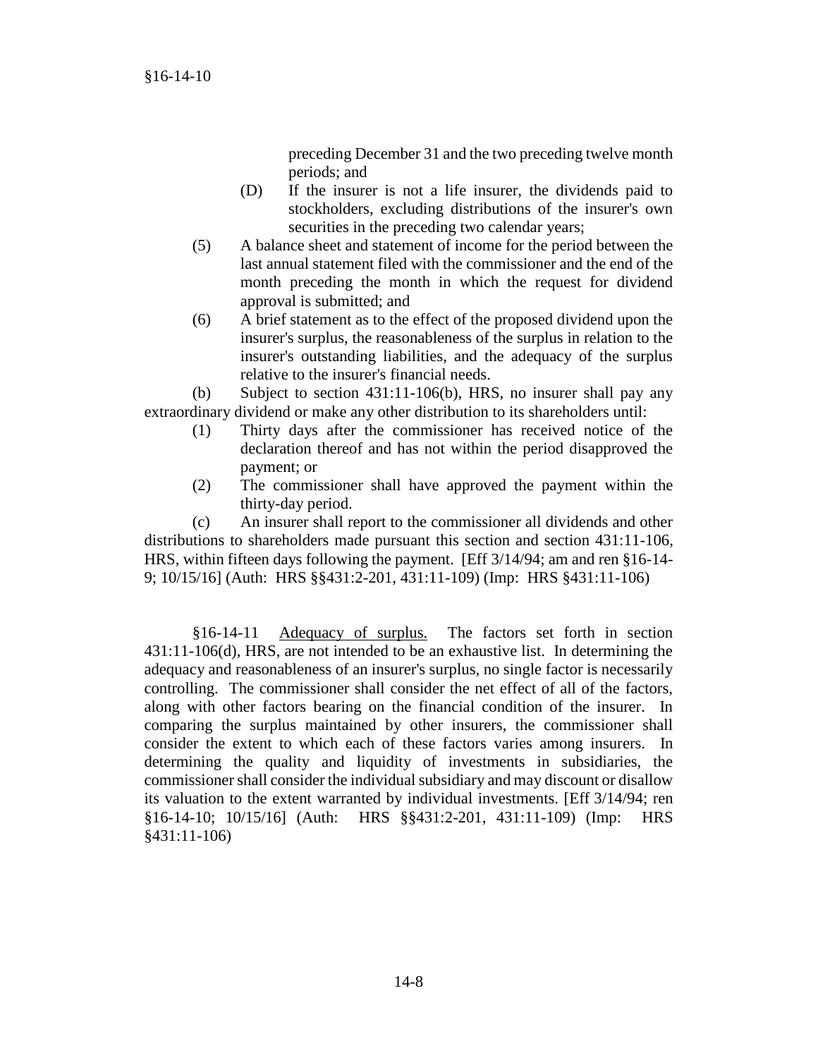preceding December 31 and the two preceding twelve month periods; and

(D) If the insurer is not a life insurer, the dividends paid to stockholders, excluding distributions of the insurer's own securities in the preceding two calendar years;

(5) A balance sheet and statement of income for the period between the last annual statement filed with the commissioner and the end of the month preceding the month in which the request for dividend approval is submitted; and

(6) A brief statement as to the effect of the proposed dividend upon the insurer's surplus, the reasonableness of the surplus in relation to the insurer's outstanding liabilities, and the adequacy of the surplus relative to the insurer's financial needs.

(b) Subject to section 431:11-106(b), HRS, no insurer shall pay any extraordinary dividend or make any other distribution to its shareholders until:

(1) Thirty days after the commissioner has received notice of the declaration thereof and has not within the period disapproved the payment; or

(2) The commissioner shall have approved the payment within the thirty-day period.

(c) An insurer shall report to the commissioner all dividends and other distributions to shareholders made pursuant this section and section 431:11-106, HRS, within fifteen days following the payment. [Eff 3/14/94; am and ren §16-14-9; 10/15/16] (Auth: HRS §§431:2-201, 431:11-109) (Imp: HRS §431:11-106)

§16-14-11 Adequacy of surplus. The factors set forth in section 431:11-106(d), HRS, are not intended to be an exhaustive list. In determining the adequacy and reasonableness of an insurer's surplus, no single factor is necessarily controlling. The commissioner shall consider the net effect of all of the factors, along with other factors bearing on the financial condition of the insurer. In comparing the surplus maintained by other insurers, the commissioner shall consider the extent to which each of these factors varies among insurers. In determining the quality and liquidity of investments in subsidiaries, the commissioner shall consider the individual subsidiary and may discount or disallow its valuation to the extent warranted by individual investments. [Eff 3/14/94; ren §16-14-10; 10/15/16] (Auth: HRS §§431:2-201, 431:11-109) (Imp: HRS §431:11-106)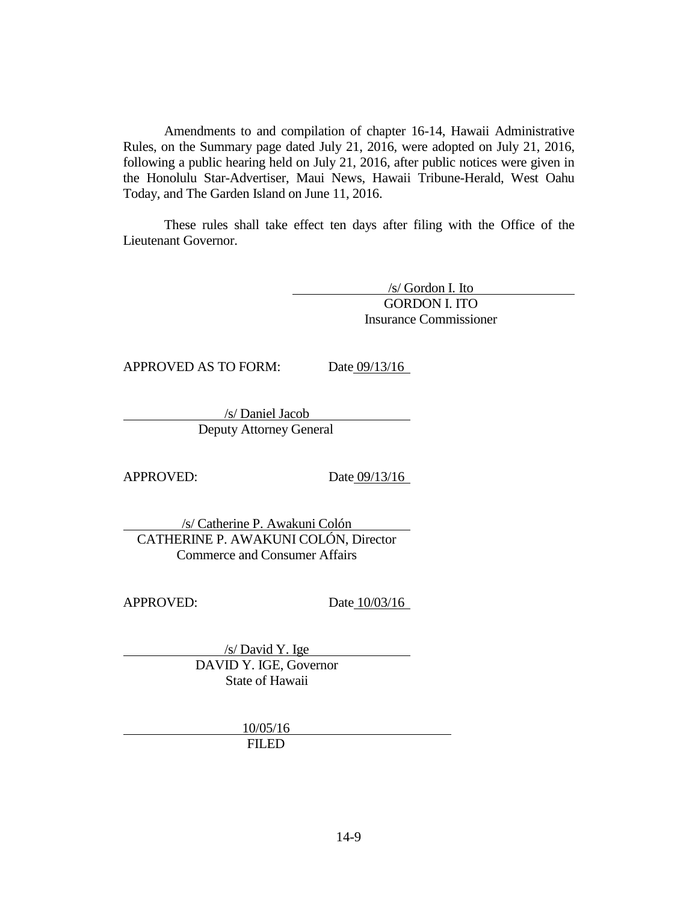Amendments to and compilation of chapter 16-14, Hawaii Administrative Rules, on the Summary page dated July 21, 2016, were adopted on July 21, 2016, following a public hearing held on July 21, 2016, after public notices were given in the Honolulu Star-Advertiser, Maui News, Hawaii Tribune-Herald, West Oahu Today, and The Garden Island on June 11, 2016.

These rules shall take effect ten days after filing with the Office of the Lieutenant Governor.

/s/ Gordon I. Ito
GORDON I. ITO
Insurance Commissioner

APPROVED AS TO FORM: Date 09/13/16

/s/ Daniel Jacob
Deputy Attorney General

APPROVED: Date 09/13/16

/s/ Catherine P. Awakuni Colón
CATHERINE P. AWAKUNI COLÓN, Director
Commerce and Consumer Affairs

APPROVED: Date 10/03/16

/s/ David Y. Ige
DAVID Y. IGE, Governor
State of Hawaii

10/05/16
FILED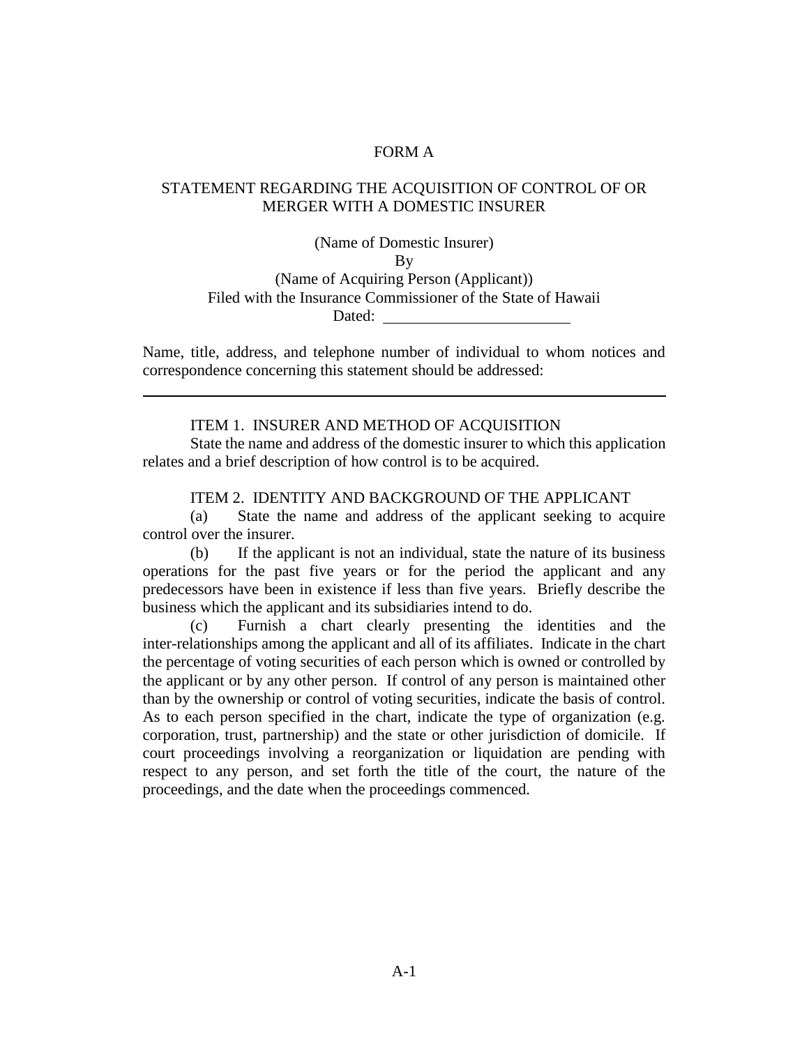# FORM A

## STATEMENT REGARDING THE ACQUISITION OF CONTROL OF OR MERGER WITH A DOMESTIC INSURER

(Name of Domestic Insurer)

By

(Name of Acquiring Person (Applicant))

Filed with the Insurance Commissioner of the State of Hawaii

Dated: ________________________

Name, title, address, and telephone number of individual to whom notices and correspondence concerning this statement should be addressed:

---

### ITEM 1. INSURER AND METHOD OF ACQUISITION

State the name and address of the domestic insurer to which this application relates and a brief description of how control is to be acquired.

### ITEM 2. IDENTITY AND BACKGROUND OF THE APPLICANT

(a) State the name and address of the applicant seeking to acquire control over the insurer.

(b) If the applicant is not an individual, state the nature of its business operations for the past five years or for the period the applicant and any predecessors have been in existence if less than five years. Briefly describe the business which the applicant and its subsidiaries intend to do.

(c) Furnish a chart clearly presenting the identities and the inter-relationships among the applicant and all of its affiliates. Indicate in the chart the percentage of voting securities of each person which is owned or controlled by the applicant or by any other person. If control of any person is maintained other than by the ownership or control of voting securities, indicate the basis of control. As to each person specified in the chart, indicate the type of organization (e.g. corporation, trust, partnership) and the state or other jurisdiction of domicile. If court proceedings involving a reorganization or liquidation are pending with respect to any person, and set forth the title of the court, the nature of the proceedings, and the date when the proceedings commenced.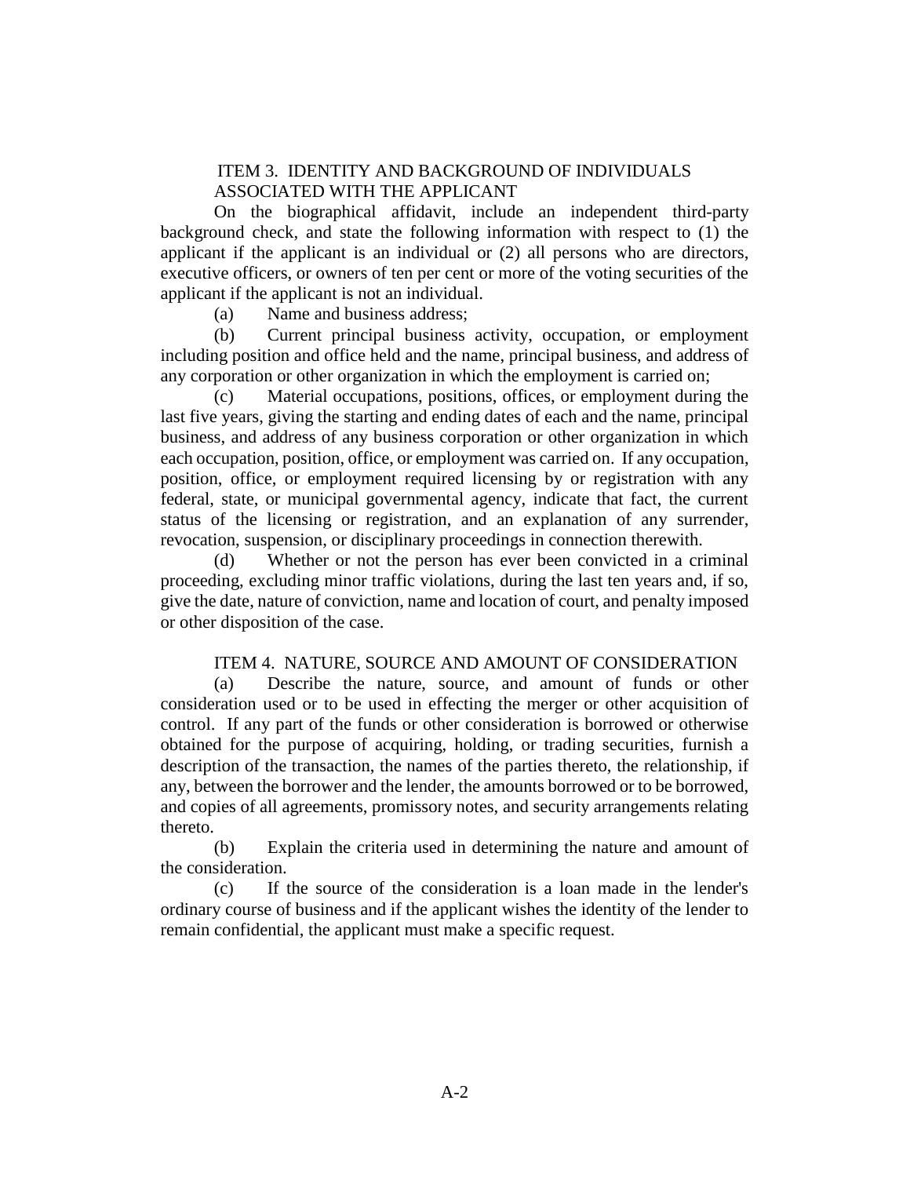## ITEM 3. IDENTITY AND BACKGROUND OF INDIVIDUALS ASSOCIATED WITH THE APPLICANT

On the biographical affidavit, include an independent third-party background check, and state the following information with respect to (1) the applicant if the applicant is an individual or (2) all persons who are directors, executive officers, or owners of ten per cent or more of the voting securities of the applicant if the applicant is not an individual.

(a) Name and business address;

(b) Current principal business activity, occupation, or employment including position and office held and the name, principal business, and address of any corporation or other organization in which the employment is carried on;

(c) Material occupations, positions, offices, or employment during the last five years, giving the starting and ending dates of each and the name, principal business, and address of any business corporation or other organization in which each occupation, position, office, or employment was carried on. If any occupation, position, office, or employment required licensing by or registration with any federal, state, or municipal governmental agency, indicate that fact, the current status of the licensing or registration, and an explanation of any surrender, revocation, suspension, or disciplinary proceedings in connection therewith.

(d) Whether or not the person has ever been convicted in a criminal proceeding, excluding minor traffic violations, during the last ten years and, if so, give the date, nature of conviction, name and location of court, and penalty imposed or other disposition of the case.

## ITEM 4. NATURE, SOURCE AND AMOUNT OF CONSIDERATION

(a) Describe the nature, source, and amount of funds or other consideration used or to be used in effecting the merger or other acquisition of control. If any part of the funds or other consideration is borrowed or otherwise obtained for the purpose of acquiring, holding, or trading securities, furnish a description of the transaction, the names of the parties thereto, the relationship, if any, between the borrower and the lender, the amounts borrowed or to be borrowed, and copies of all agreements, promissory notes, and security arrangements relating thereto.

(b) Explain the criteria used in determining the nature and amount of the consideration.

(c) If the source of the consideration is a loan made in the lender's ordinary course of business and if the applicant wishes the identity of the lender to remain confidential, the applicant must make a specific request.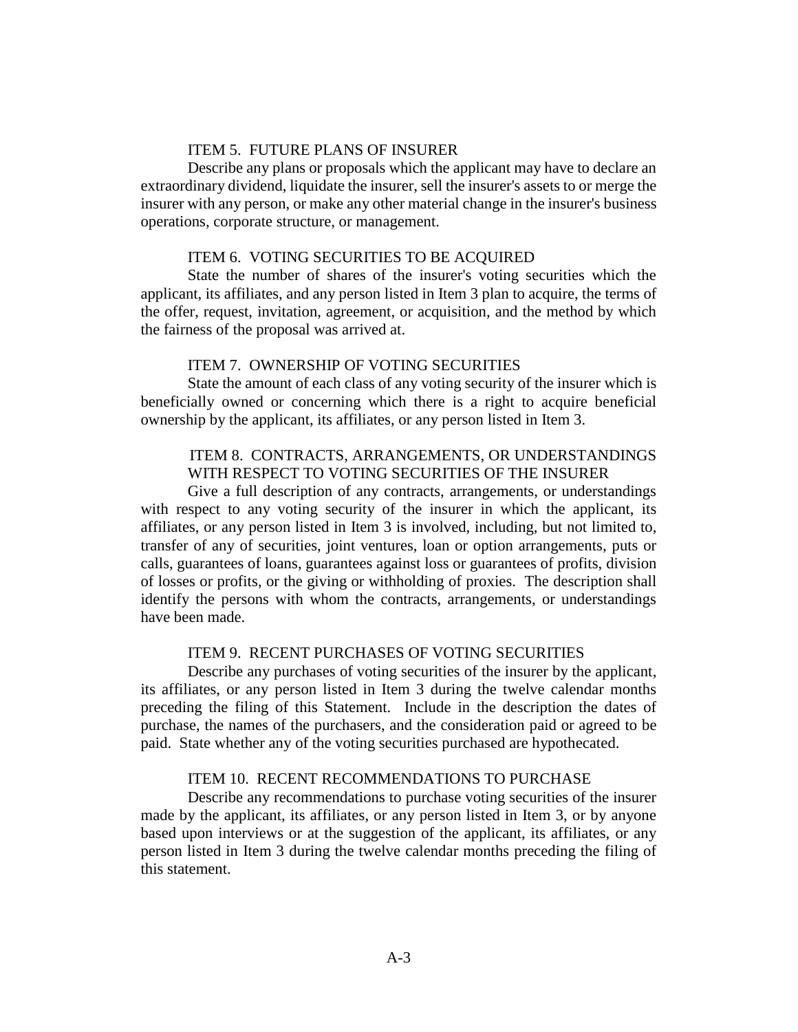### ITEM 5. FUTURE PLANS OF INSURER

Describe any plans or proposals which the applicant may have to declare an extraordinary dividend, liquidate the insurer, sell the insurer's assets to or merge the insurer with any person, or make any other material change in the insurer's business operations, corporate structure, or management.

### ITEM 6. VOTING SECURITIES TO BE ACQUIRED

State the number of shares of the insurer's voting securities which the applicant, its affiliates, and any person listed in Item 3 plan to acquire, the terms of the offer, request, invitation, agreement, or acquisition, and the method by which the fairness of the proposal was arrived at.

### ITEM 7. OWNERSHIP OF VOTING SECURITIES

State the amount of each class of any voting security of the insurer which is beneficially owned or concerning which there is a right to acquire beneficial ownership by the applicant, its affiliates, or any person listed in Item 3.

### ITEM 8. CONTRACTS, ARRANGEMENTS, OR UNDERSTANDINGS WITH RESPECT TO VOTING SECURITIES OF THE INSURER

Give a full description of any contracts, arrangements, or understandings with respect to any voting security of the insurer in which the applicant, its affiliates, or any person listed in Item 3 is involved, including, but not limited to, transfer of any of securities, joint ventures, loan or option arrangements, puts or calls, guarantees of loans, guarantees against loss or guarantees of profits, division of losses or profits, or the giving or withholding of proxies. The description shall identify the persons with whom the contracts, arrangements, or understandings have been made.

### ITEM 9. RECENT PURCHASES OF VOTING SECURITIES

Describe any purchases of voting securities of the insurer by the applicant, its affiliates, or any person listed in Item 3 during the twelve calendar months preceding the filing of this Statement. Include in the description the dates of purchase, the names of the purchasers, and the consideration paid or agreed to be paid. State whether any of the voting securities purchased are hypothecated.

### ITEM 10. RECENT RECOMMENDATIONS TO PURCHASE

Describe any recommendations to purchase voting securities of the insurer made by the applicant, its affiliates, or any person listed in Item 3, or by anyone based upon interviews or at the suggestion of the applicant, its affiliates, or any person listed in Item 3 during the twelve calendar months preceding the filing of this statement.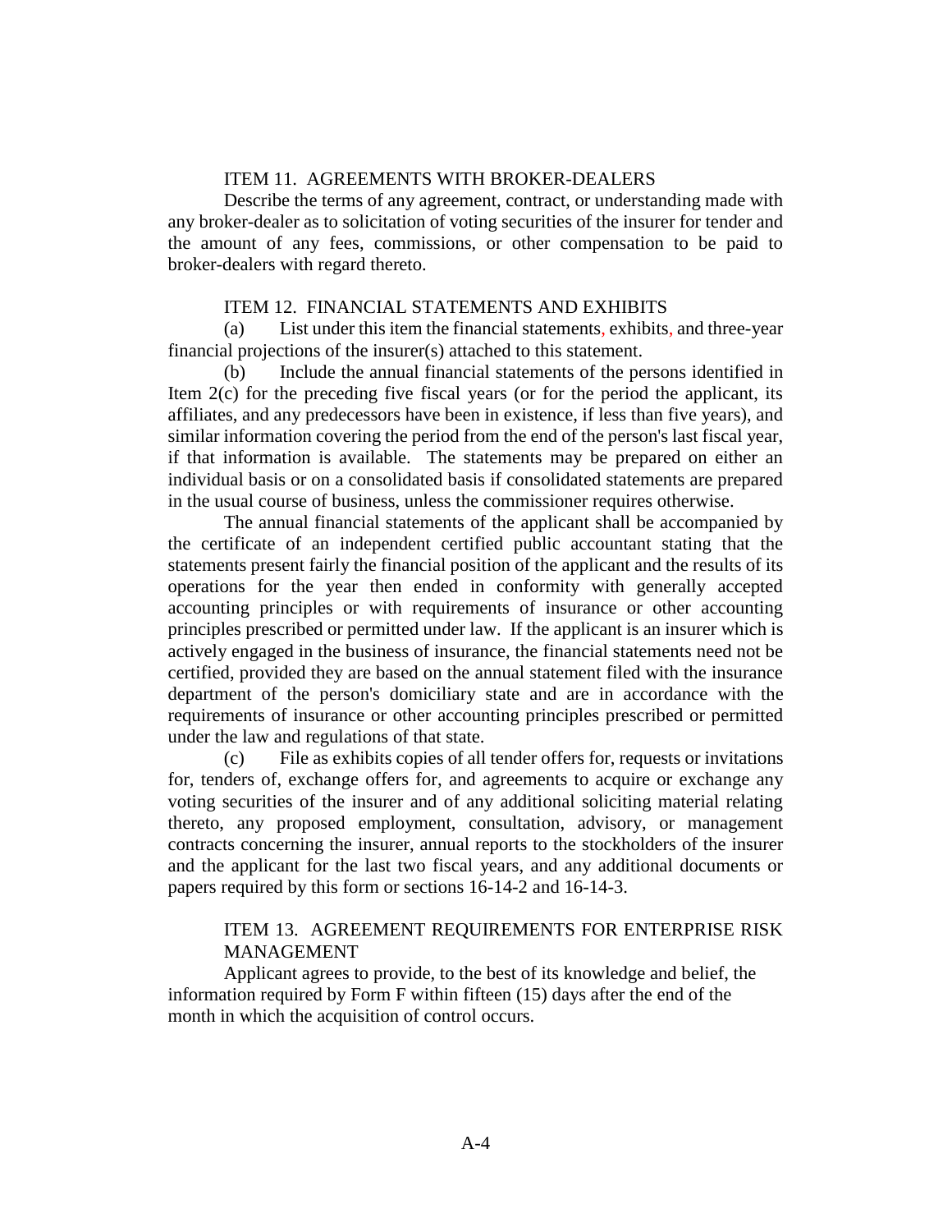ITEM 11. AGREEMENTS WITH BROKER-DEALERS

Describe the terms of any agreement, contract, or understanding made with any broker-dealer as to solicitation of voting securities of the insurer for tender and the amount of any fees, commissions, or other compensation to be paid to broker-dealers with regard thereto.

ITEM 12. FINANCIAL STATEMENTS AND EXHIBITS

(a) List under this item the financial statements, exhibits, and three-year financial projections of the insurer(s) attached to this statement.

(b) Include the annual financial statements of the persons identified in Item 2(c) for the preceding five fiscal years (or for the period the applicant, its affiliates, and any predecessors have been in existence, if less than five years), and similar information covering the period from the end of the person's last fiscal year, if that information is available. The statements may be prepared on either an individual basis or on a consolidated basis if consolidated statements are prepared in the usual course of business, unless the commissioner requires otherwise.

The annual financial statements of the applicant shall be accompanied by the certificate of an independent certified public accountant stating that the statements present fairly the financial position of the applicant and the results of its operations for the year then ended in conformity with generally accepted accounting principles or with requirements of insurance or other accounting principles prescribed or permitted under law. If the applicant is an insurer which is actively engaged in the business of insurance, the financial statements need not be certified, provided they are based on the annual statement filed with the insurance department of the person's domiciliary state and are in accordance with the requirements of insurance or other accounting principles prescribed or permitted under the law and regulations of that state.

(c) File as exhibits copies of all tender offers for, requests or invitations for, tenders of, exchange offers for, and agreements to acquire or exchange any voting securities of the insurer and of any additional soliciting material relating thereto, any proposed employment, consultation, advisory, or management contracts concerning the insurer, annual reports to the stockholders of the insurer and the applicant for the last two fiscal years, and any additional documents or papers required by this form or sections 16-14-2 and 16-14-3.

ITEM 13. AGREEMENT REQUIREMENTS FOR ENTERPRISE RISK MANAGEMENT

Applicant agrees to provide, to the best of its knowledge and belief, the information required by Form F within fifteen (15) days after the end of the month in which the acquisition of control occurs.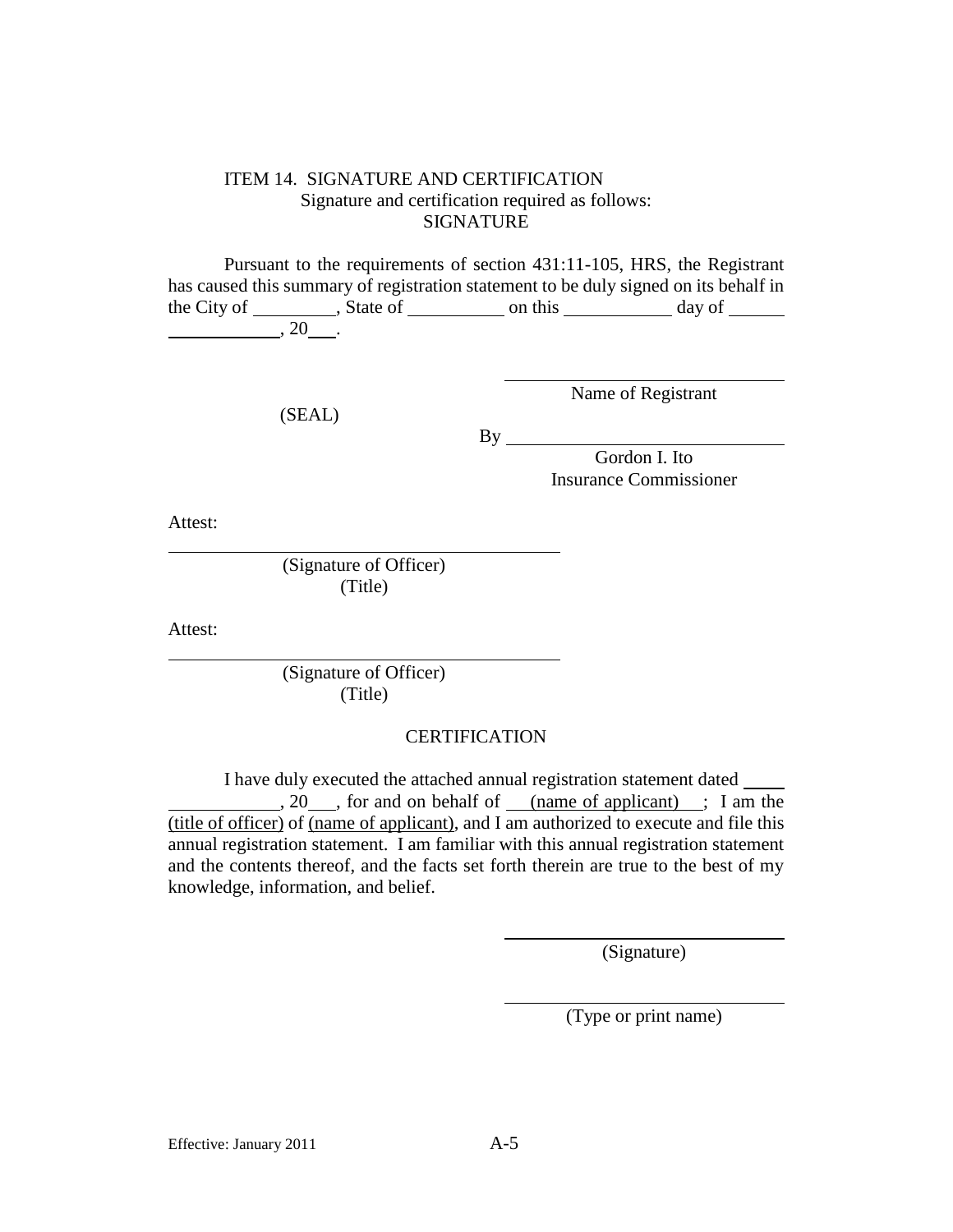ITEM 14. SIGNATURE AND CERTIFICATION

Signature and certification required as follows:

SIGNATURE

Pursuant to the requirements of section 431:11-105, HRS, the Registrant has caused this summary of registration statement to be duly signed on its behalf in the City of \_\_\_\_\_\_\_\_\_, State of \_\_\_\_\_\_\_\_\_\_ on this \_\_\_\_\_\_\_\_\_\_\_ day of \_\_\_\_\_\_ \_\_\_\_\_\_\_\_\_\_\_\_, 20\_\_\_.

\_\_\_\_\_\_\_\_\_\_\_\_\_\_\_\_\_\_\_\_\_\_\_\_\_\_\_\_
Name of Registrant

(SEAL)

By \_\_\_\_\_\_\_\_\_\_\_\_\_\_\_\_\_\_\_\_\_\_\_\_\_\_\_\_
Gordon I. Ito
Insurance Commissioner

Attest:

\_\_\_\_\_\_\_\_\_\_\_\_\_\_\_\_\_\_\_\_\_\_\_\_\_\_\_\_\_\_\_\_\_\_\_\_\_\_
(Signature of Officer)
(Title)

Attest:

\_\_\_\_\_\_\_\_\_\_\_\_\_\_\_\_\_\_\_\_\_\_\_\_\_\_\_\_\_\_\_\_\_\_\_\_\_\_
(Signature of Officer)
(Title)

CERTIFICATION

I have duly executed the attached annual registration statement dated \_\_\_\_\_ \_\_\_\_\_\_\_\_\_\_\_\_, 20\_\_\_, for and on behalf of (name of applicant); I am the (title of officer) of (name of applicant), and I am authorized to execute and file this annual registration statement. I am familiar with this annual registration statement and the contents thereof, and the facts set forth therein are true to the best of my knowledge, information, and belief.

\_\_\_\_\_\_\_\_\_\_\_\_\_\_\_\_\_\_\_\_\_\_\_\_\_\_\_\_
(Signature)

\_\_\_\_\_\_\_\_\_\_\_\_\_\_\_\_\_\_\_\_\_\_\_\_\_\_\_\_
(Type or print name)

Effective: January 2011 A-5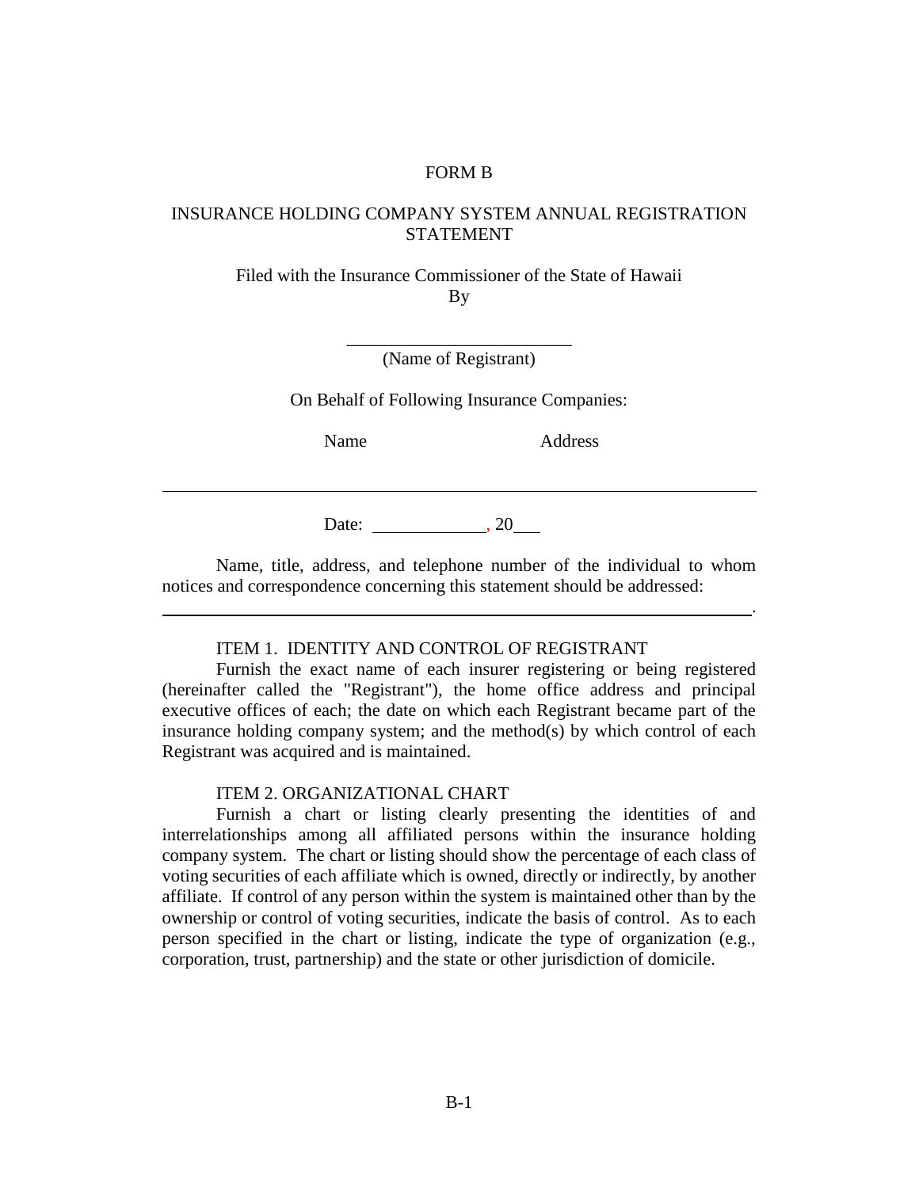FORM B

INSURANCE HOLDING COMPANY SYSTEM ANNUAL REGISTRATION STATEMENT

Filed with the Insurance Commissioner of the State of Hawaii
By

\_\_\_\_\_\_\_\_\_\_\_\_\_\_\_\_\_\_\_\_\_\_\_\_\_\_
(Name of Registrant)

On Behalf of Following Insurance Companies:

Name Address

---

Date: \_\_\_\_\_\_\_\_\_\_\_\_\_, 20\_\_\_

Name, title, address, and telephone number of the individual to whom notices and correspondence concerning this statement should be addressed:
\_\_\_\_\_\_\_\_\_\_\_\_\_\_\_\_\_\_\_\_\_\_\_\_\_\_\_\_\_\_\_\_\_\_\_\_\_\_\_\_\_\_\_\_\_\_\_\_\_\_\_\_\_\_\_\_\_\_\_\_\_\_\_\_\_\_\_\_.

ITEM 1. IDENTITY AND CONTROL OF REGISTRANT

Furnish the exact name of each insurer registering or being registered (hereinafter called the "Registrant"), the home office address and principal executive offices of each; the date on which each Registrant became part of the insurance holding company system; and the method(s) by which control of each Registrant was acquired and is maintained.

ITEM 2. ORGANIZATIONAL CHART

Furnish a chart or listing clearly presenting the identities of and interrelationships among all affiliated persons within the insurance holding company system. The chart or listing should show the percentage of each class of voting securities of each affiliate which is owned, directly or indirectly, by another affiliate. If control of any person within the system is maintained other than by the ownership or control of voting securities, indicate the basis of control. As to each person specified in the chart or listing, indicate the type of organization (e.g., corporation, trust, partnership) and the state or other jurisdiction of domicile.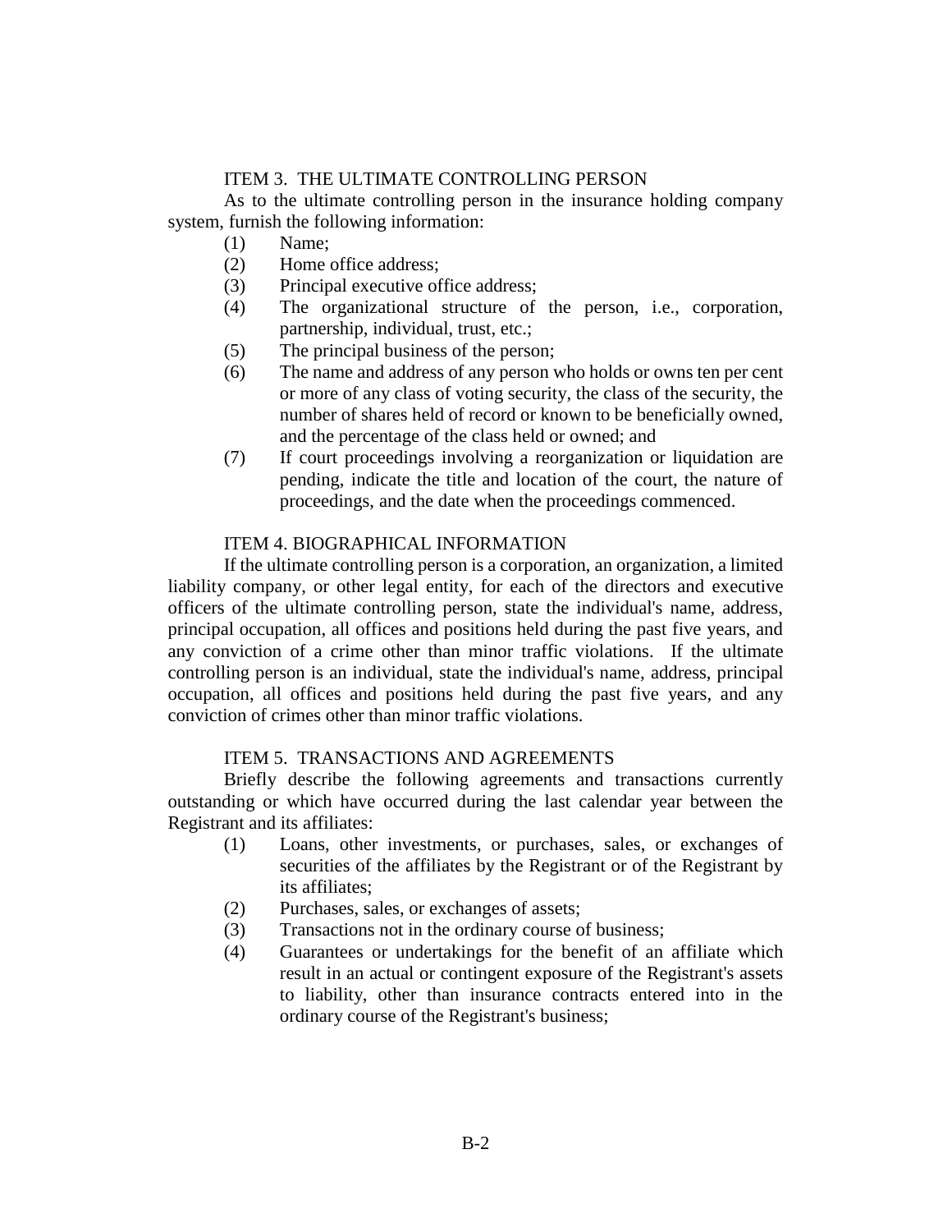### ITEM 3. THE ULTIMATE CONTROLLING PERSON

As to the ultimate controlling person in the insurance holding company system, furnish the following information:

(1) Name;

(2) Home office address;

(3) Principal executive office address;

(4) The organizational structure of the person, i.e., corporation, partnership, individual, trust, etc.;

(5) The principal business of the person;

(6) The name and address of any person who holds or owns ten per cent or more of any class of voting security, the class of the security, the number of shares held of record or known to be beneficially owned, and the percentage of the class held or owned; and

(7) If court proceedings involving a reorganization or liquidation are pending, indicate the title and location of the court, the nature of proceedings, and the date when the proceedings commenced.

### ITEM 4. BIOGRAPHICAL INFORMATION

If the ultimate controlling person is a corporation, an organization, a limited liability company, or other legal entity, for each of the directors and executive officers of the ultimate controlling person, state the individual's name, address, principal occupation, all offices and positions held during the past five years, and any conviction of a crime other than minor traffic violations. If the ultimate controlling person is an individual, state the individual's name, address, principal occupation, all offices and positions held during the past five years, and any conviction of crimes other than minor traffic violations.

### ITEM 5. TRANSACTIONS AND AGREEMENTS

Briefly describe the following agreements and transactions currently outstanding or which have occurred during the last calendar year between the Registrant and its affiliates:

(1) Loans, other investments, or purchases, sales, or exchanges of securities of the affiliates by the Registrant or of the Registrant by its affiliates;

(2) Purchases, sales, or exchanges of assets;

(3) Transactions not in the ordinary course of business;

(4) Guarantees or undertakings for the benefit of an affiliate which result in an actual or contingent exposure of the Registrant's assets to liability, other than insurance contracts entered into in the ordinary course of the Registrant's business;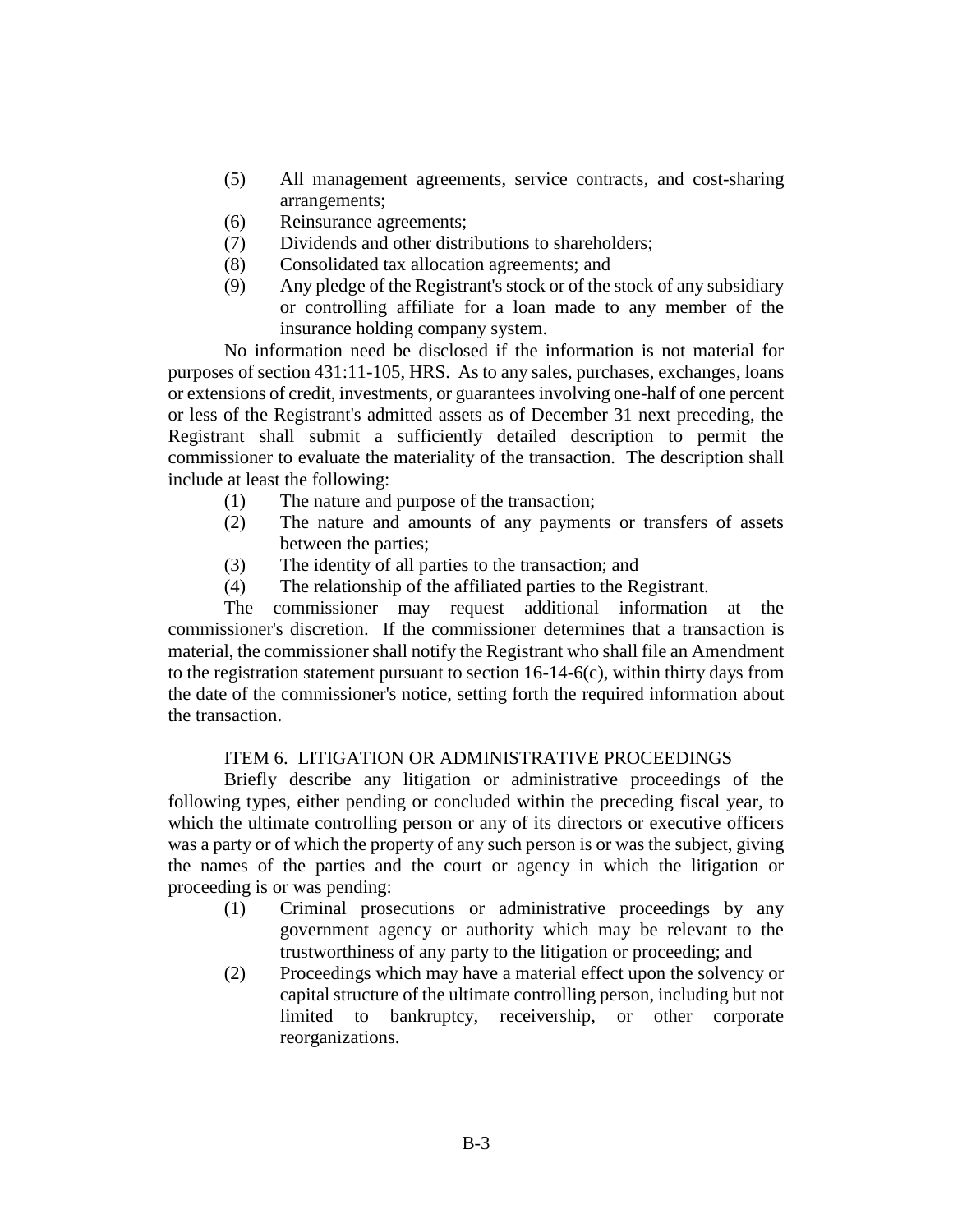(5) All management agreements, service contracts, and cost-sharing arrangements;

(6) Reinsurance agreements;

(7) Dividends and other distributions to shareholders;

(8) Consolidated tax allocation agreements; and

(9) Any pledge of the Registrant's stock or of the stock of any subsidiary or controlling affiliate for a loan made to any member of the insurance holding company system.

No information need be disclosed if the information is not material for purposes of section 431:11-105, HRS. As to any sales, purchases, exchanges, loans or extensions of credit, investments, or guarantees involving one-half of one percent or less of the Registrant's admitted assets as of December 31 next preceding, the Registrant shall submit a sufficiently detailed description to permit the commissioner to evaluate the materiality of the transaction. The description shall include at least the following:

(1) The nature and purpose of the transaction;

(2) The nature and amounts of any payments or transfers of assets between the parties;

(3) The identity of all parties to the transaction; and

(4) The relationship of the affiliated parties to the Registrant.

The commissioner may request additional information at the commissioner's discretion. If the commissioner determines that a transaction is material, the commissioner shall notify the Registrant who shall file an Amendment to the registration statement pursuant to section 16-14-6(c), within thirty days from the date of the commissioner's notice, setting forth the required information about the transaction.

ITEM 6. LITIGATION OR ADMINISTRATIVE PROCEEDINGS

Briefly describe any litigation or administrative proceedings of the following types, either pending or concluded within the preceding fiscal year, to which the ultimate controlling person or any of its directors or executive officers was a party or of which the property of any such person is or was the subject, giving the names of the parties and the court or agency in which the litigation or proceeding is or was pending:

(1) Criminal prosecutions or administrative proceedings by any government agency or authority which may be relevant to the trustworthiness of any party to the litigation or proceeding; and

(2) Proceedings which may have a material effect upon the solvency or capital structure of the ultimate controlling person, including but not limited to bankruptcy, receivership, or other corporate reorganizations.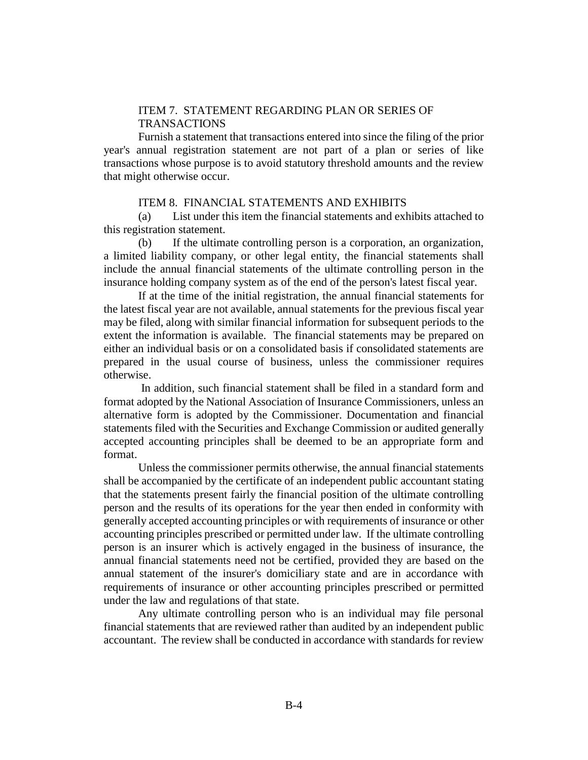ITEM 7. STATEMENT REGARDING PLAN OR SERIES OF TRANSACTIONS

Furnish a statement that transactions entered into since the filing of the prior year's annual registration statement are not part of a plan or series of like transactions whose purpose is to avoid statutory threshold amounts and the review that might otherwise occur.

ITEM 8. FINANCIAL STATEMENTS AND EXHIBITS

(a) List under this item the financial statements and exhibits attached to this registration statement.

(b) If the ultimate controlling person is a corporation, an organization, a limited liability company, or other legal entity, the financial statements shall include the annual financial statements of the ultimate controlling person in the insurance holding company system as of the end of the person's latest fiscal year.

If at the time of the initial registration, the annual financial statements for the latest fiscal year are not available, annual statements for the previous fiscal year may be filed, along with similar financial information for subsequent periods to the extent the information is available. The financial statements may be prepared on either an individual basis or on a consolidated basis if consolidated statements are prepared in the usual course of business, unless the commissioner requires otherwise.

In addition, such financial statement shall be filed in a standard form and format adopted by the National Association of Insurance Commissioners, unless an alternative form is adopted by the Commissioner. Documentation and financial statements filed with the Securities and Exchange Commission or audited generally accepted accounting principles shall be deemed to be an appropriate form and format.

Unless the commissioner permits otherwise, the annual financial statements shall be accompanied by the certificate of an independent public accountant stating that the statements present fairly the financial position of the ultimate controlling person and the results of its operations for the year then ended in conformity with generally accepted accounting principles or with requirements of insurance or other accounting principles prescribed or permitted under law. If the ultimate controlling person is an insurer which is actively engaged in the business of insurance, the annual financial statements need not be certified, provided they are based on the annual statement of the insurer's domiciliary state and are in accordance with requirements of insurance or other accounting principles prescribed or permitted under the law and regulations of that state.

Any ultimate controlling person who is an individual may file personal financial statements that are reviewed rather than audited by an independent public accountant. The review shall be conducted in accordance with standards for review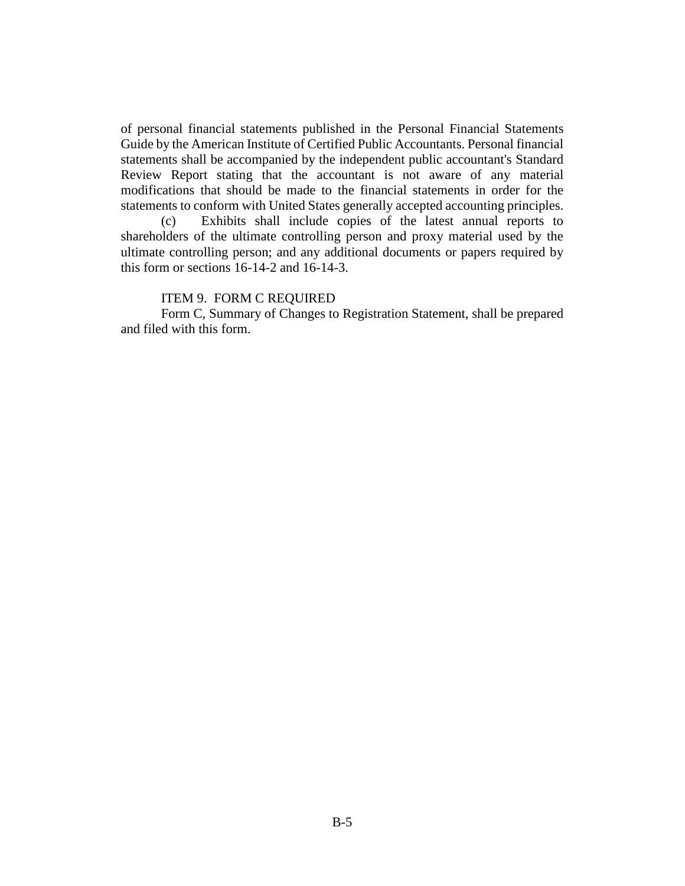of personal financial statements published in the Personal Financial Statements Guide by the American Institute of Certified Public Accountants. Personal financial statements shall be accompanied by the independent public accountant's Standard Review Report stating that the accountant is not aware of any material modifications that should be made to the financial statements in order for the statements to conform with United States generally accepted accounting principles.

(c) Exhibits shall include copies of the latest annual reports to shareholders of the ultimate controlling person and proxy material used by the ultimate controlling person; and any additional documents or papers required by this form or sections 16-14-2 and 16-14-3.

ITEM 9. FORM C REQUIRED

Form C, Summary of Changes to Registration Statement, shall be prepared and filed with this form.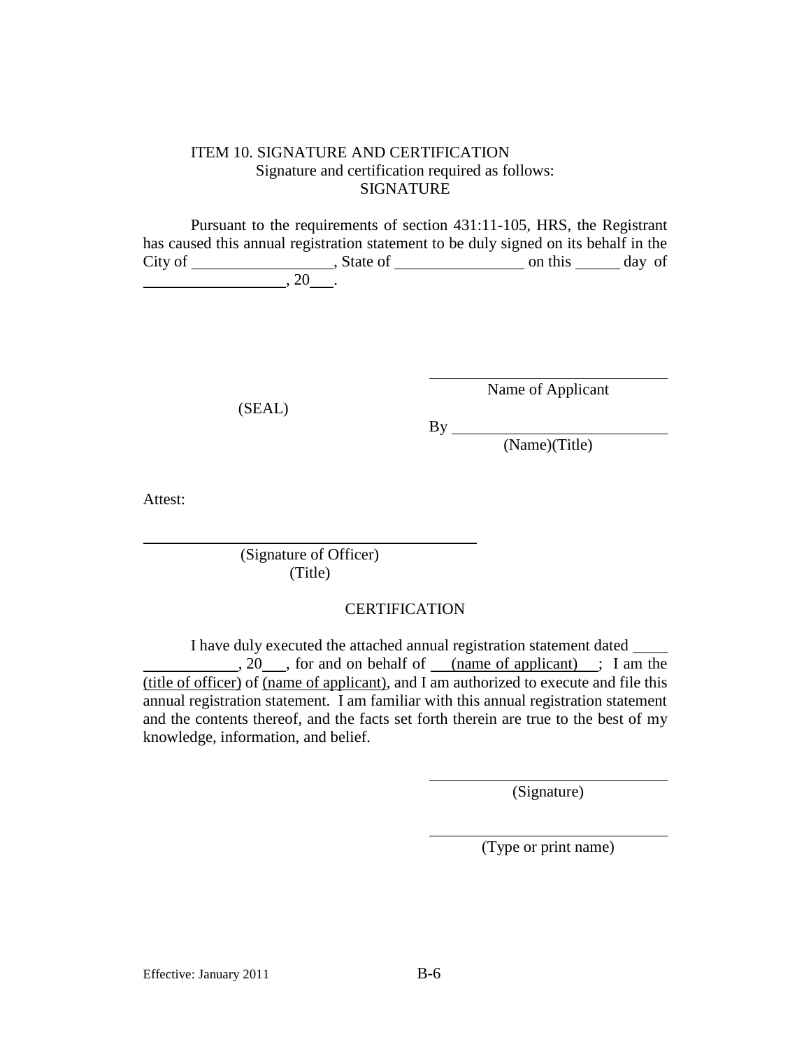ITEM 10. SIGNATURE AND CERTIFICATION

Signature and certification required as follows:

SIGNATURE

Pursuant to the requirements of section 431:11-105, HRS, the Registrant has caused this annual registration statement to be duly signed on its behalf in the City of \_\_\_\_\_\_\_\_\_\_\_\_\_\_\_\_\_\_, State of \_\_\_\_\_\_\_\_\_\_\_\_\_\_\_\_ on this \_\_\_\_\_\_ day of \_\_\_\_\_\_\_\_\_\_\_\_\_\_\_\_\_\_, 20\_\_\_.

\_\_\_\_\_\_\_\_\_\_\_\_\_\_\_\_\_\_\_\_\_\_\_\_\_\_\_\_
Name of Applicant

(SEAL)

By \_\_\_\_\_\_\_\_\_\_\_\_\_\_\_\_\_\_\_\_\_\_\_\_\_\_
(Name)(Title)

Attest:

\_\_\_\_\_\_\_\_\_\_\_\_\_\_\_\_\_\_\_\_\_\_\_\_\_\_\_\_\_\_\_\_\_\_\_\_\_\_\_\_
(Signature of Officer)
(Title)

CERTIFICATION

I have duly executed the attached annual registration statement dated \_\_\_\_\_ \_\_\_\_\_\_\_\_\_\_\_\_, 20\_\_\_, for and on behalf of (name of applicant); I am the (title of officer) of (name of applicant), and I am authorized to execute and file this annual registration statement. I am familiar with this annual registration statement and the contents thereof, and the facts set forth therein are true to the best of my knowledge, information, and belief.

\_\_\_\_\_\_\_\_\_\_\_\_\_\_\_\_\_\_\_\_\_\_\_\_\_\_\_\_
(Signature)

\_\_\_\_\_\_\_\_\_\_\_\_\_\_\_\_\_\_\_\_\_\_\_\_\_\_\_\_
(Type or print name)

Effective: January 2011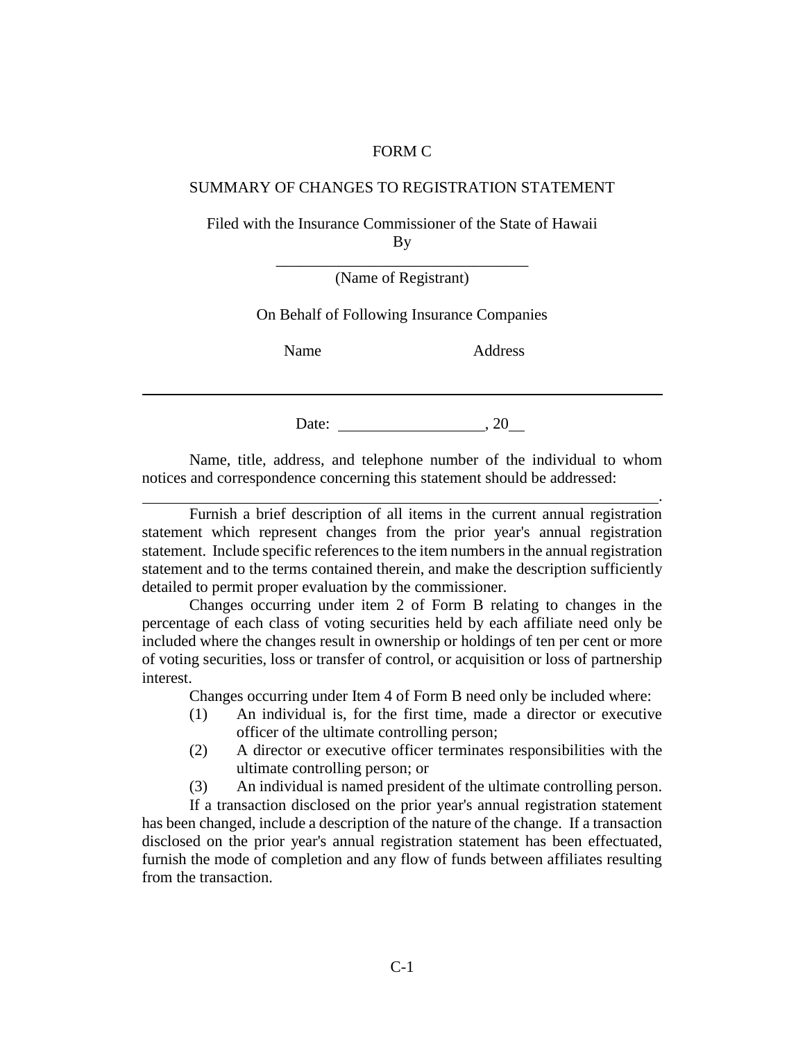# FORM C

## SUMMARY OF CHANGES TO REGISTRATION STATEMENT

Filed with the Insurance Commissioner of the State of Hawaii
By

________________________________
(Name of Registrant)

On Behalf of Following Insurance Companies

Name　　　　　　　Address

---

Date: ________________, 20__

Name, title, address, and telephone number of the individual to whom notices and correspondence concerning this statement should be addressed:

________________________________________________________________.

Furnish a brief description of all items in the current annual registration statement which represent changes from the prior year's annual registration statement. Include specific references to the item numbers in the annual registration statement and to the terms contained therein, and make the description sufficiently detailed to permit proper evaluation by the commissioner.

Changes occurring under item 2 of Form B relating to changes in the percentage of each class of voting securities held by each affiliate need only be included where the changes result in ownership or holdings of ten per cent or more of voting securities, loss or transfer of control, or acquisition or loss of partnership interest.

Changes occurring under Item 4 of Form B need only be included where:

(1) An individual is, for the first time, made a director or executive officer of the ultimate controlling person;

(2) A director or executive officer terminates responsibilities with the ultimate controlling person; or

(3) An individual is named president of the ultimate controlling person.

If a transaction disclosed on the prior year's annual registration statement has been changed, include a description of the nature of the change. If a transaction disclosed on the prior year's annual registration statement has been effectuated, furnish the mode of completion and any flow of funds between affiliates resulting from the transaction.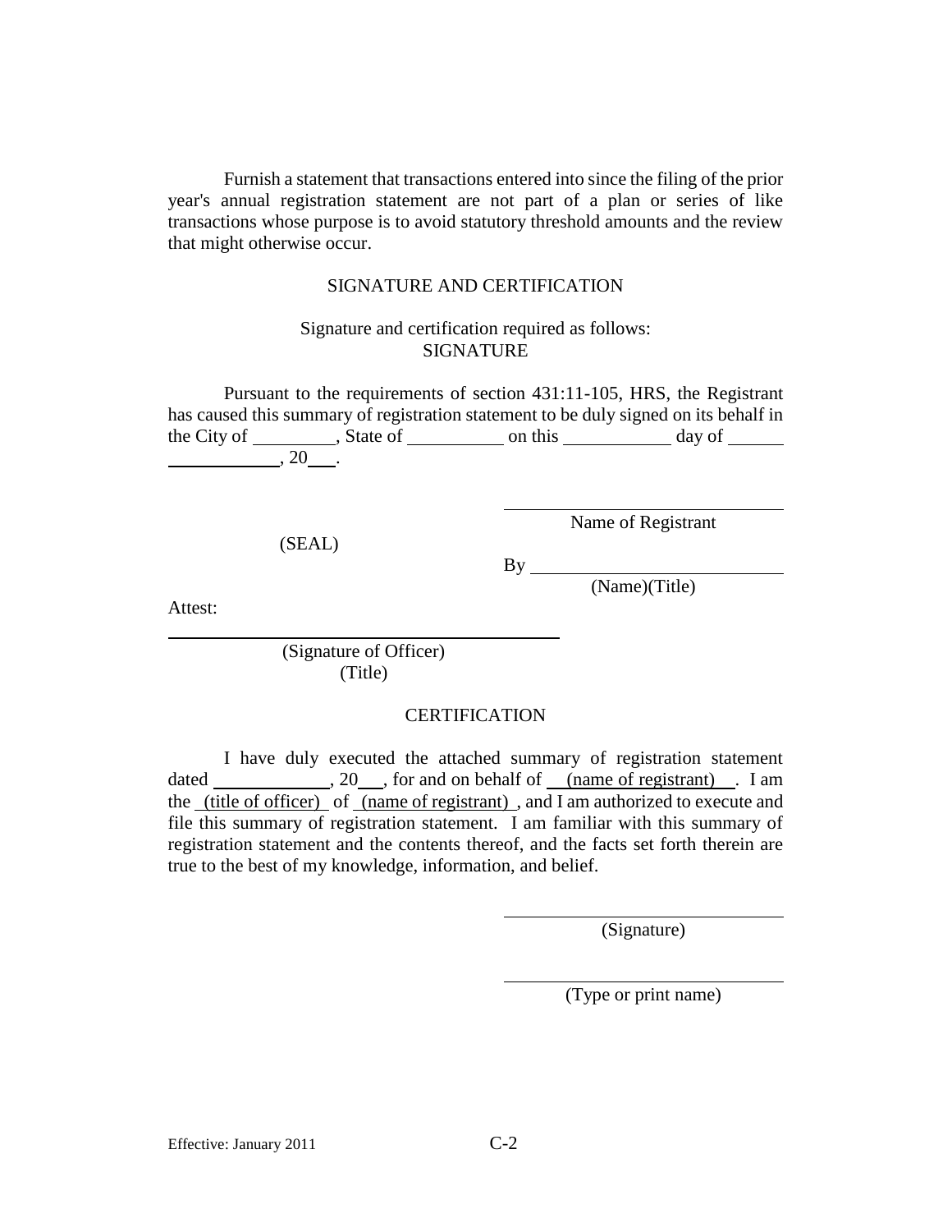Furnish a statement that transactions entered into since the filing of the prior year's annual registration statement are not part of a plan or series of like transactions whose purpose is to avoid statutory threshold amounts and the review that might otherwise occur.

## SIGNATURE AND CERTIFICATION

Signature and certification required as follows:
SIGNATURE

Pursuant to the requirements of section 431:11-105, HRS, the Registrant has caused this summary of registration statement to be duly signed on its behalf in the City of ________, State of __________ on this ___________ day of ______ ___________, 20___.

______________________________
Name of Registrant

(SEAL)

By ______________________________
(Name)(Title)

Attest:

______________________________
(Signature of Officer)
(Title)

CERTIFICATION

I have duly executed the attached summary of registration statement dated ____________, 20___, for and on behalf of (name of registrant). I am the (title of officer) of (name of registrant), and I am authorized to execute and file this summary of registration statement. I am familiar with this summary of registration statement and the contents thereof, and the facts set forth therein are true to the best of my knowledge, information, and belief.

______________________________
(Signature)

______________________________
(Type or print name)

Effective: January 2011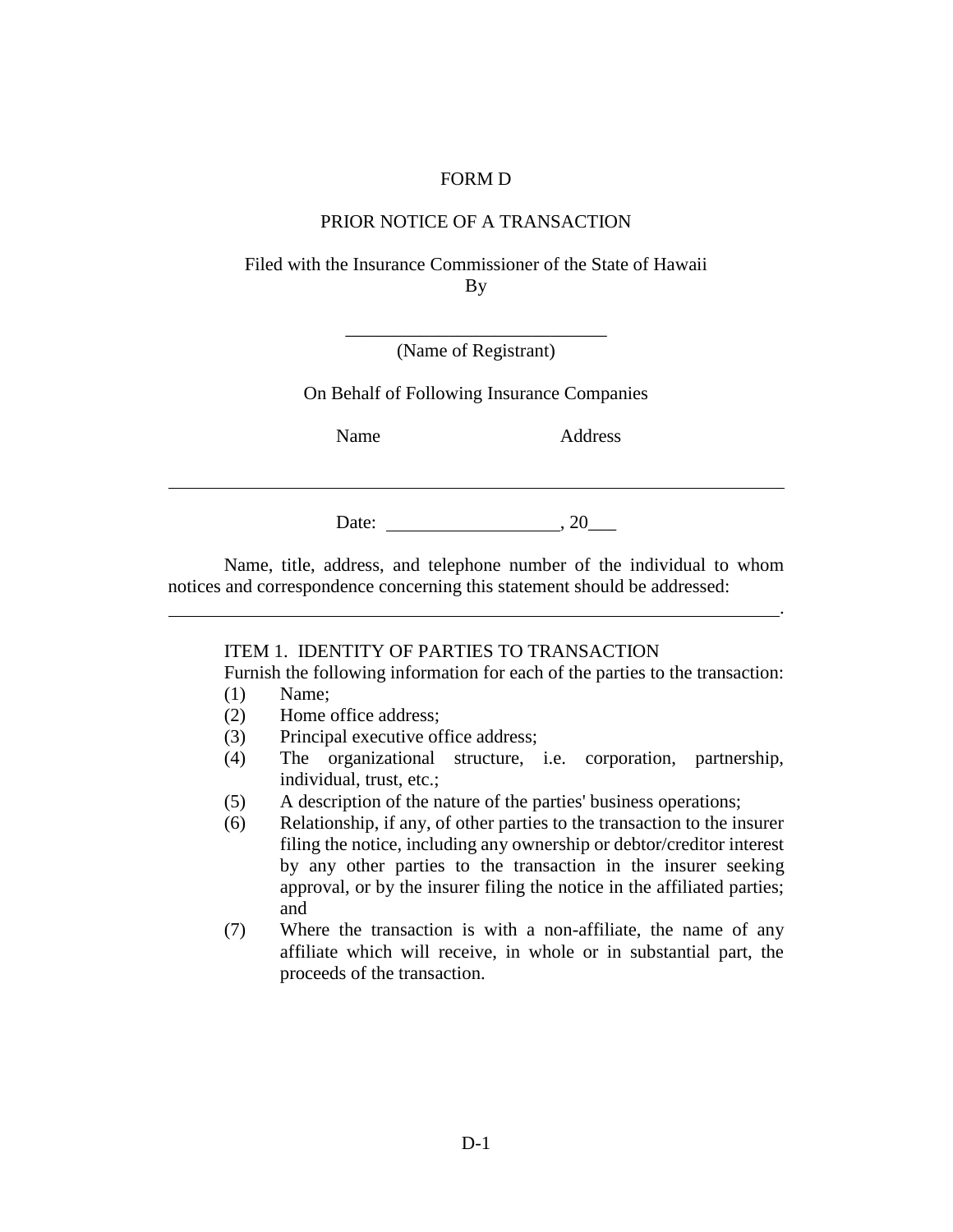FORM D

PRIOR NOTICE OF A TRANSACTION

Filed with the Insurance Commissioner of the State of Hawaii
By

\_\_\_\_\_\_\_\_\_\_\_\_\_\_\_\_\_\_\_\_\_\_\_\_\_\_\_\_
(Name of Registrant)

On Behalf of Following Insurance Companies

Name Address

---

Date: \_\_\_\_\_\_\_\_\_\_\_\_\_\_\_\_\_\_\_, 20\_\_\_

Name, title, address, and telephone number of the individual to whom notices and correspondence concerning this statement should be addressed:
\_\_\_\_\_\_\_\_\_\_\_\_\_\_\_\_\_\_\_\_\_\_\_\_\_\_\_\_\_\_\_\_\_\_\_\_\_\_\_\_\_\_\_\_\_\_\_\_\_\_\_\_\_\_\_\_\_\_\_\_\_\_\_\_\_.

ITEM 1. IDENTITY OF PARTIES TO TRANSACTION

Furnish the following information for each of the parties to the transaction:

(1) Name;
(2) Home office address;
(3) Principal executive office address;
(4) The organizational structure, i.e. corporation, partnership, individual, trust, etc.;
(5) A description of the nature of the parties' business operations;
(6) Relationship, if any, of other parties to the transaction to the insurer filing the notice, including any ownership or debtor/creditor interest by any other parties to the transaction in the insurer seeking approval, or by the insurer filing the notice in the affiliated parties; and
(7) Where the transaction is with a non-affiliate, the name of any affiliate which will receive, in whole or in substantial part, the proceeds of the transaction.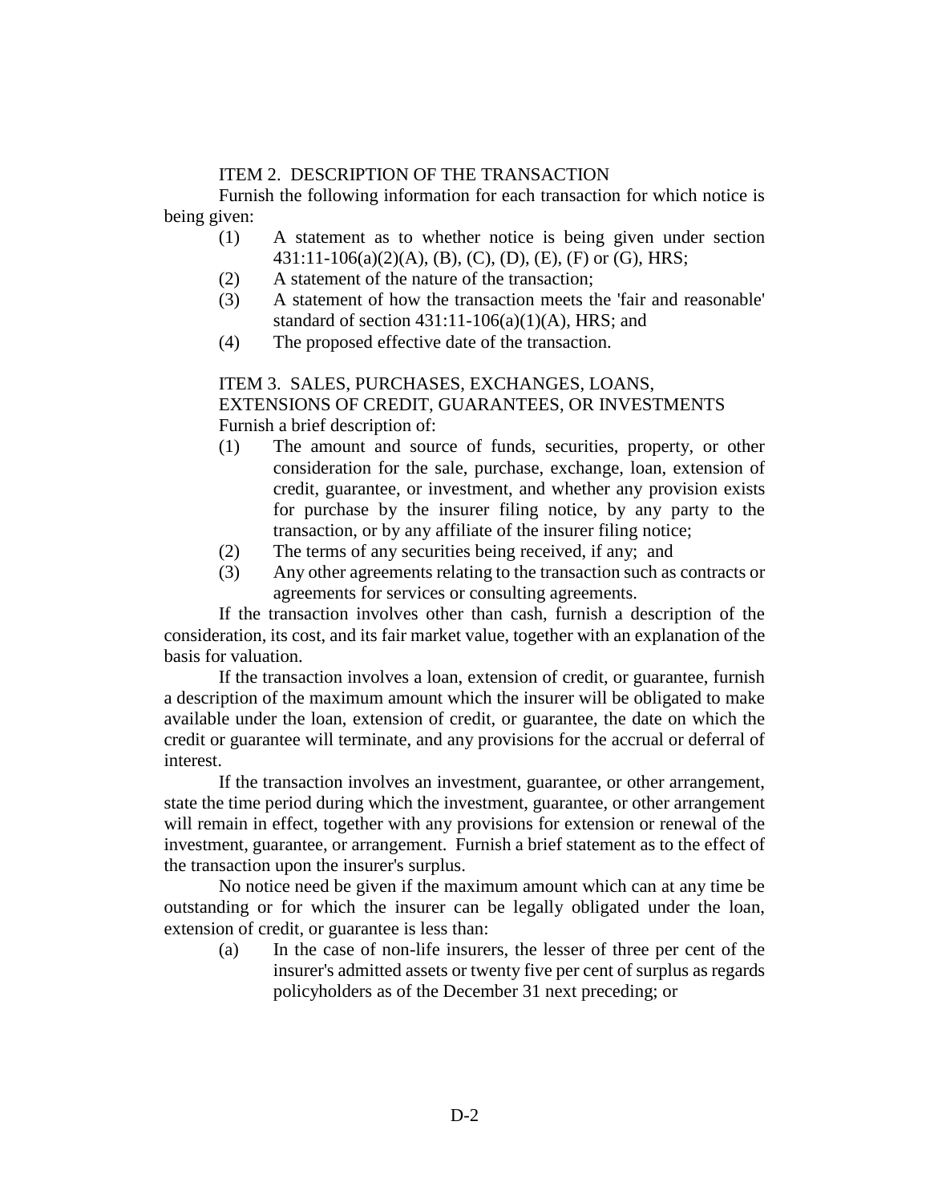ITEM 2. DESCRIPTION OF THE TRANSACTION

Furnish the following information for each transaction for which notice is being given:

(1) A statement as to whether notice is being given under section 431:11-106(a)(2)(A), (B), (C), (D), (E), (F) or (G), HRS;

(2) A statement of the nature of the transaction;

(3) A statement of how the transaction meets the 'fair and reasonable' standard of section 431:11-106(a)(1)(A), HRS; and

(4) The proposed effective date of the transaction.

ITEM 3. SALES, PURCHASES, EXCHANGES, LOANS, EXTENSIONS OF CREDIT, GUARANTEES, OR INVESTMENTS

Furnish a brief description of:

(1) The amount and source of funds, securities, property, or other consideration for the sale, purchase, exchange, loan, extension of credit, guarantee, or investment, and whether any provision exists for purchase by the insurer filing notice, by any party to the transaction, or by any affiliate of the insurer filing notice;

(2) The terms of any securities being received, if any; and

(3) Any other agreements relating to the transaction such as contracts or agreements for services or consulting agreements.

If the transaction involves other than cash, furnish a description of the consideration, its cost, and its fair market value, together with an explanation of the basis for valuation.

If the transaction involves a loan, extension of credit, or guarantee, furnish a description of the maximum amount which the insurer will be obligated to make available under the loan, extension of credit, or guarantee, the date on which the credit or guarantee will terminate, and any provisions for the accrual or deferral of interest.

If the transaction involves an investment, guarantee, or other arrangement, state the time period during which the investment, guarantee, or other arrangement will remain in effect, together with any provisions for extension or renewal of the investment, guarantee, or arrangement. Furnish a brief statement as to the effect of the transaction upon the insurer's surplus.

No notice need be given if the maximum amount which can at any time be outstanding or for which the insurer can be legally obligated under the loan, extension of credit, or guarantee is less than:

(a) In the case of non-life insurers, the lesser of three per cent of the insurer's admitted assets or twenty five per cent of surplus as regards policyholders as of the December 31 next preceding; or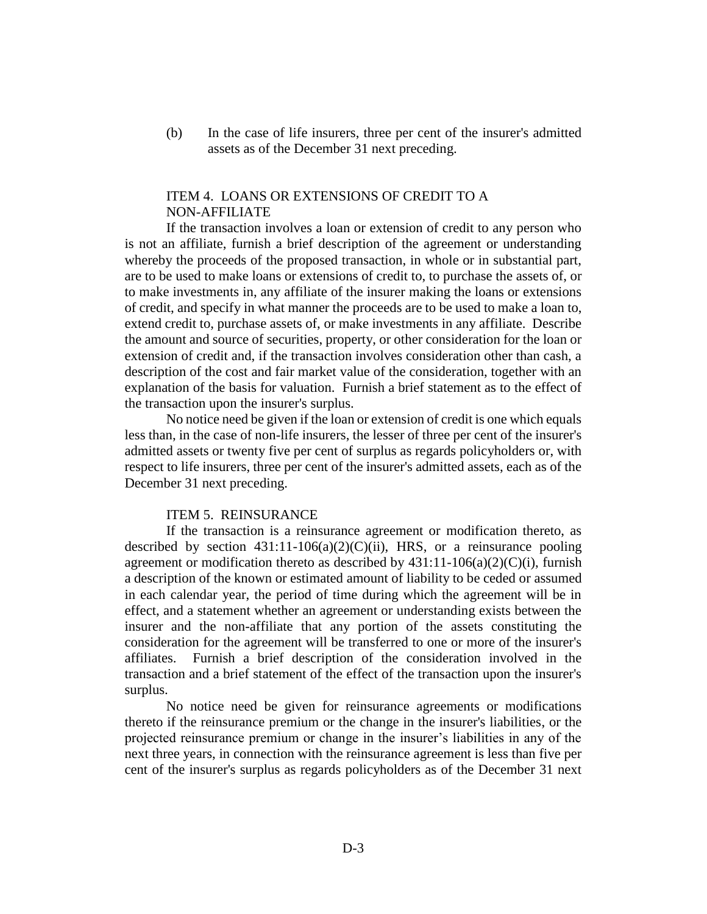(b) In the case of life insurers, three per cent of the insurer's admitted assets as of the December 31 next preceding.

### ITEM 4. LOANS OR EXTENSIONS OF CREDIT TO A NON-AFFILIATE

If the transaction involves a loan or extension of credit to any person who is not an affiliate, furnish a brief description of the agreement or understanding whereby the proceeds of the proposed transaction, in whole or in substantial part, are to be used to make loans or extensions of credit to, to purchase the assets of, or to make investments in, any affiliate of the insurer making the loans or extensions of credit, and specify in what manner the proceeds are to be used to make a loan to, extend credit to, purchase assets of, or make investments in any affiliate. Describe the amount and source of securities, property, or other consideration for the loan or extension of credit and, if the transaction involves consideration other than cash, a description of the cost and fair market value of the consideration, together with an explanation of the basis for valuation. Furnish a brief statement as to the effect of the transaction upon the insurer's surplus.

No notice need be given if the loan or extension of credit is one which equals less than, in the case of non-life insurers, the lesser of three per cent of the insurer's admitted assets or twenty five per cent of surplus as regards policyholders or, with respect to life insurers, three per cent of the insurer's admitted assets, each as of the December 31 next preceding.

### ITEM 5. REINSURANCE

If the transaction is a reinsurance agreement or modification thereto, as described by section 431:11-106(a)(2)(C)(ii), HRS, or a reinsurance pooling agreement or modification thereto as described by 431:11-106(a)(2)(C)(i), furnish a description of the known or estimated amount of liability to be ceded or assumed in each calendar year, the period of time during which the agreement will be in effect, and a statement whether an agreement or understanding exists between the insurer and the non-affiliate that any portion of the assets constituting the consideration for the agreement will be transferred to one or more of the insurer's affiliates. Furnish a brief description of the consideration involved in the transaction and a brief statement of the effect of the transaction upon the insurer's surplus.

No notice need be given for reinsurance agreements or modifications thereto if the reinsurance premium or the change in the insurer's liabilities, or the projected reinsurance premium or change in the insurer's liabilities in any of the next three years, in connection with the reinsurance agreement is less than five per cent of the insurer's surplus as regards policyholders as of the December 31 next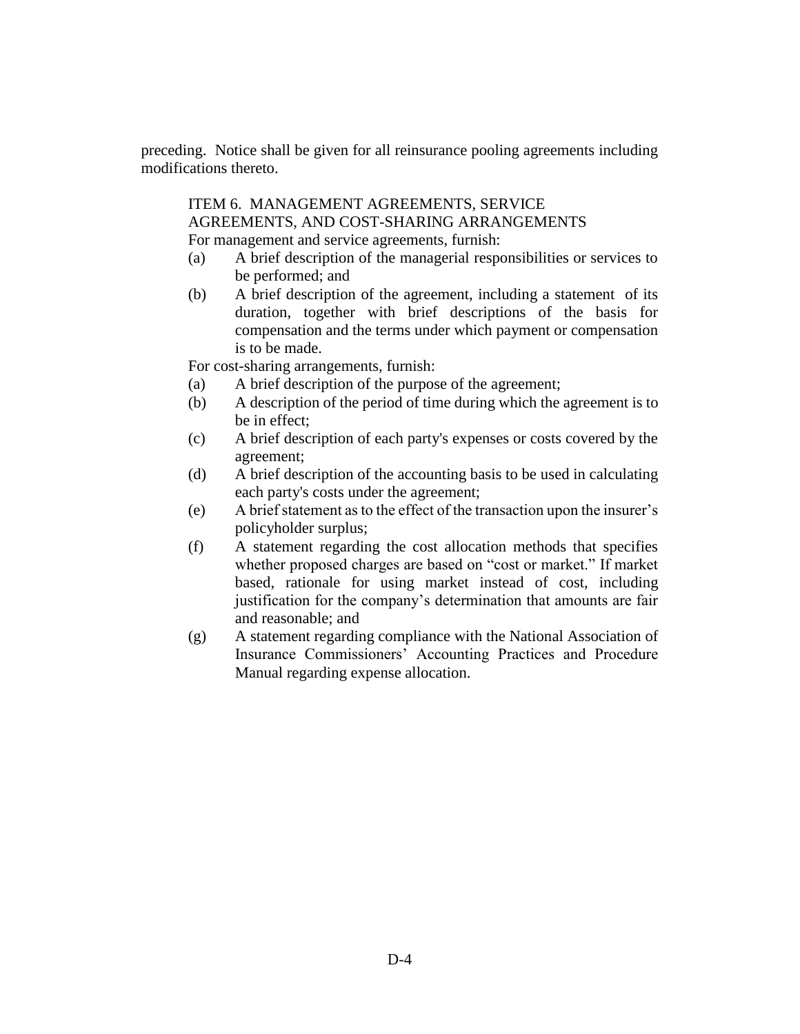preceding. Notice shall be given for all reinsurance pooling agreements including modifications thereto.

### ITEM 6. MANAGEMENT AGREEMENTS, SERVICE AGREEMENTS, AND COST-SHARING ARRANGEMENTS

For management and service agreements, furnish:

(a) A brief description of the managerial responsibilities or services to be performed; and

(b) A brief description of the agreement, including a statement of its duration, together with brief descriptions of the basis for compensation and the terms under which payment or compensation is to be made.

For cost-sharing arrangements, furnish:

(a) A brief description of the purpose of the agreement;

(b) A description of the period of time during which the agreement is to be in effect;

(c) A brief description of each party's expenses or costs covered by the agreement;

(d) A brief description of the accounting basis to be used in calculating each party's costs under the agreement;

(e) A brief statement as to the effect of the transaction upon the insurer's policyholder surplus;

(f) A statement regarding the cost allocation methods that specifies whether proposed charges are based on "cost or market." If market based, rationale for using market instead of cost, including justification for the company's determination that amounts are fair and reasonable; and

(g) A statement regarding compliance with the National Association of Insurance Commissioners' Accounting Practices and Procedure Manual regarding expense allocation.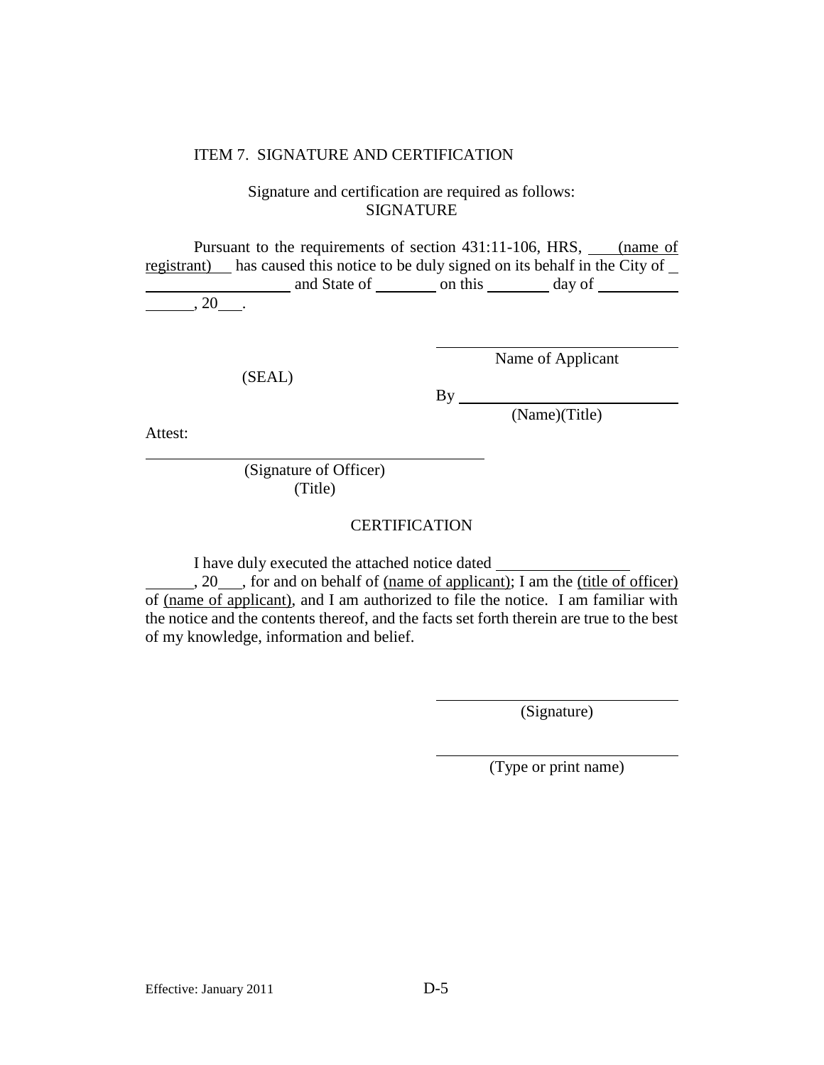ITEM 7. SIGNATURE AND CERTIFICATION

Signature and certification are required as follows:

SIGNATURE

Pursuant to the requirements of section 431:11-106, HRS, ____(name of registrant)___ has caused this notice to be duly signed on its behalf in the City of ____________________ and State of ________ on this ________ day of ________________, 20___.

______________________________
Name of Applicant

(SEAL)

By ______________________________
(Name)(Title)

Attest:

______________________________________________
(Signature of Officer)
(Title)

CERTIFICATION

I have duly executed the attached notice dated ________________________, 20___, for and on behalf of (name of applicant); I am the (title of officer) of (name of applicant), and I am authorized to file the notice. I am familiar with the notice and the contents thereof, and the facts set forth therein are true to the best of my knowledge, information and belief.

______________________________
(Signature)

______________________________
(Type or print name)

Effective: January 2011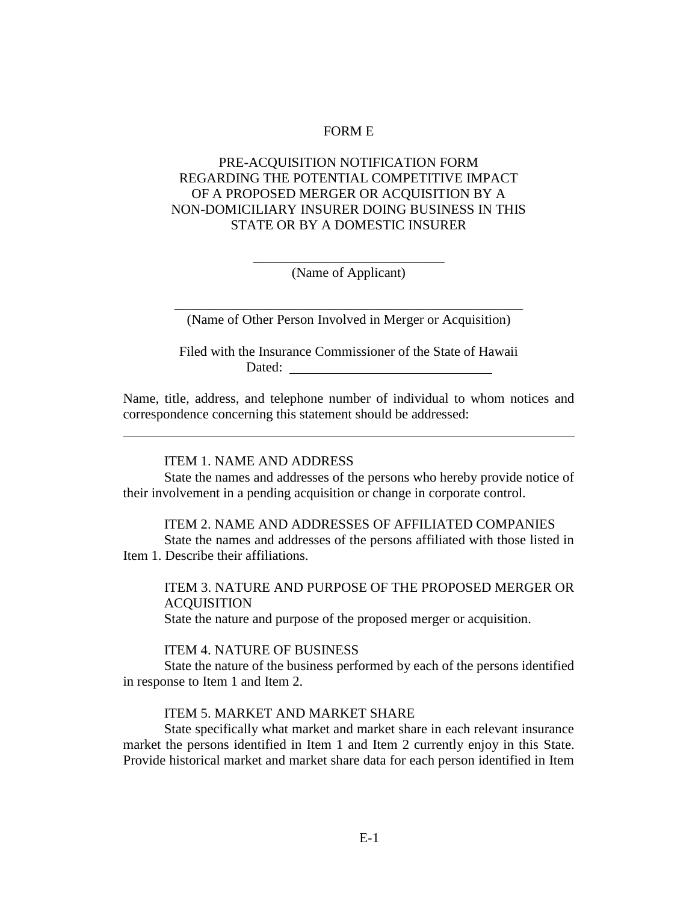# FORM E

## PRE-ACQUISITION NOTIFICATION FORM REGARDING THE POTENTIAL COMPETITIVE IMPACT OF A PROPOSED MERGER OR ACQUISITION BY A NON-DOMICILIARY INSURER DOING BUSINESS IN THIS STATE OR BY A DOMESTIC INSURER

\_\_\_\_\_\_\_\_\_\_\_\_\_\_\_\_\_\_\_\_\_\_\_\_\_\_\_\_
(Name of Applicant)

\_\_\_\_\_\_\_\_\_\_\_\_\_\_\_\_\_\_\_\_\_\_\_\_\_\_\_\_\_\_\_\_\_\_\_\_\_\_\_\_\_\_\_\_\_\_\_\_\_\_\_\_
(Name of Other Person Involved in Merger or Acquisition)

Filed with the Insurance Commissioner of the State of Hawaii
Dated: \_\_\_\_\_\_\_\_\_\_\_\_\_\_\_\_\_\_\_\_\_\_\_\_\_\_\_\_\_\_

Name, title, address, and telephone number of individual to whom notices and correspondence concerning this statement should be addressed:

\_\_\_\_\_\_\_\_\_\_\_\_\_\_\_\_\_\_\_\_\_\_\_\_\_\_\_\_\_\_\_\_\_\_\_\_\_\_\_\_\_\_\_\_\_\_\_\_\_\_\_\_\_\_\_\_\_\_\_\_\_\_\_\_\_\_

ITEM 1. NAME AND ADDRESS

State the names and addresses of the persons who hereby provide notice of their involvement in a pending acquisition or change in corporate control.

ITEM 2. NAME AND ADDRESSES OF AFFILIATED COMPANIES

State the names and addresses of the persons affiliated with those listed in Item 1. Describe their affiliations.

ITEM 3. NATURE AND PURPOSE OF THE PROPOSED MERGER OR ACQUISITION

State the nature and purpose of the proposed merger or acquisition.

ITEM 4. NATURE OF BUSINESS

State the nature of the business performed by each of the persons identified in response to Item 1 and Item 2.

ITEM 5. MARKET AND MARKET SHARE

State specifically what market and market share in each relevant insurance market the persons identified in Item 1 and Item 2 currently enjoy in this State. Provide historical market and market share data for each person identified in Item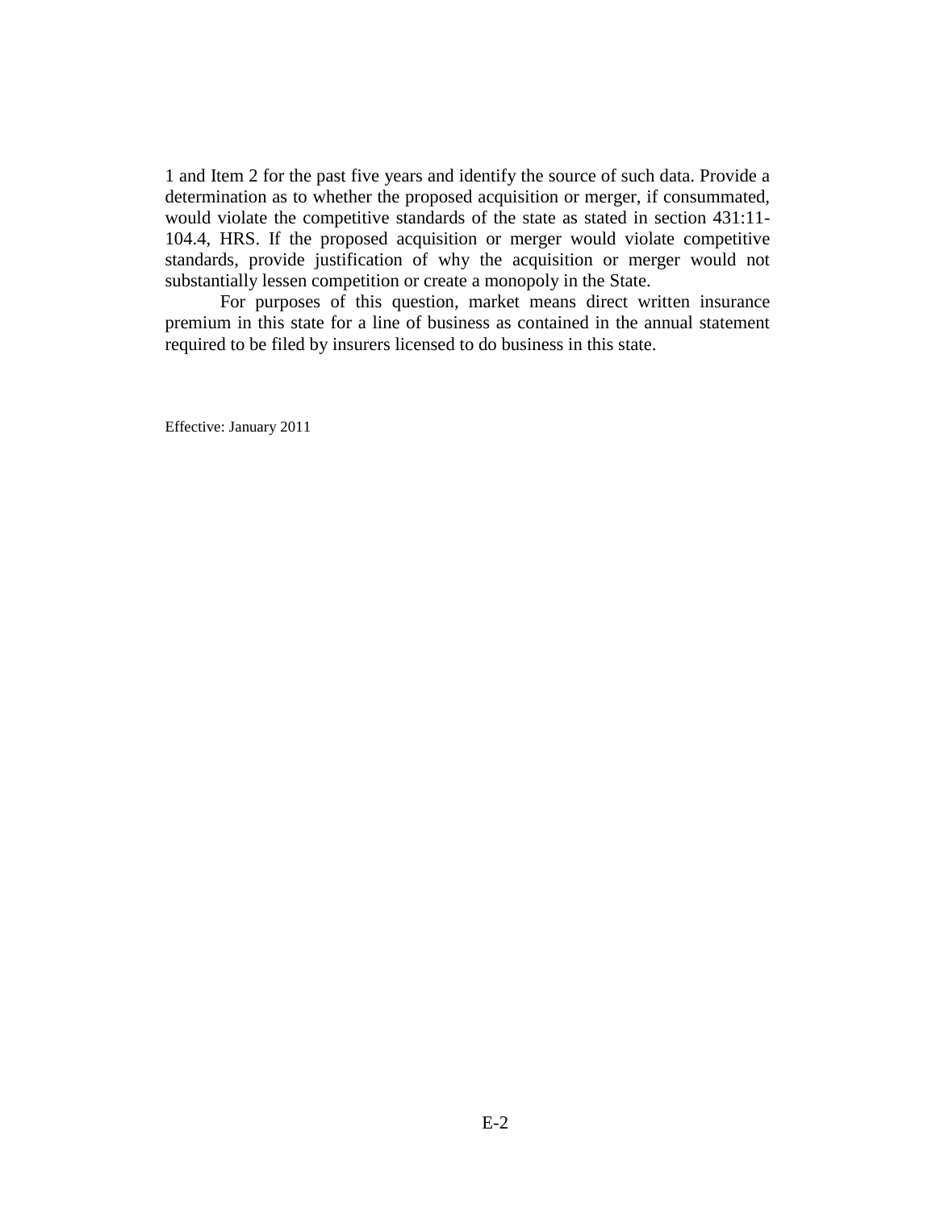1 and Item 2 for the past five years and identify the source of such data. Provide a determination as to whether the proposed acquisition or merger, if consummated, would violate the competitive standards of the state as stated in section 431:11-104.4, HRS. If the proposed acquisition or merger would violate competitive standards, provide justification of why the acquisition or merger would not substantially lessen competition or create a monopoly in the State.

For purposes of this question, market means direct written insurance premium in this state for a line of business as contained in the annual statement required to be filed by insurers licensed to do business in this state.

Effective: January 2011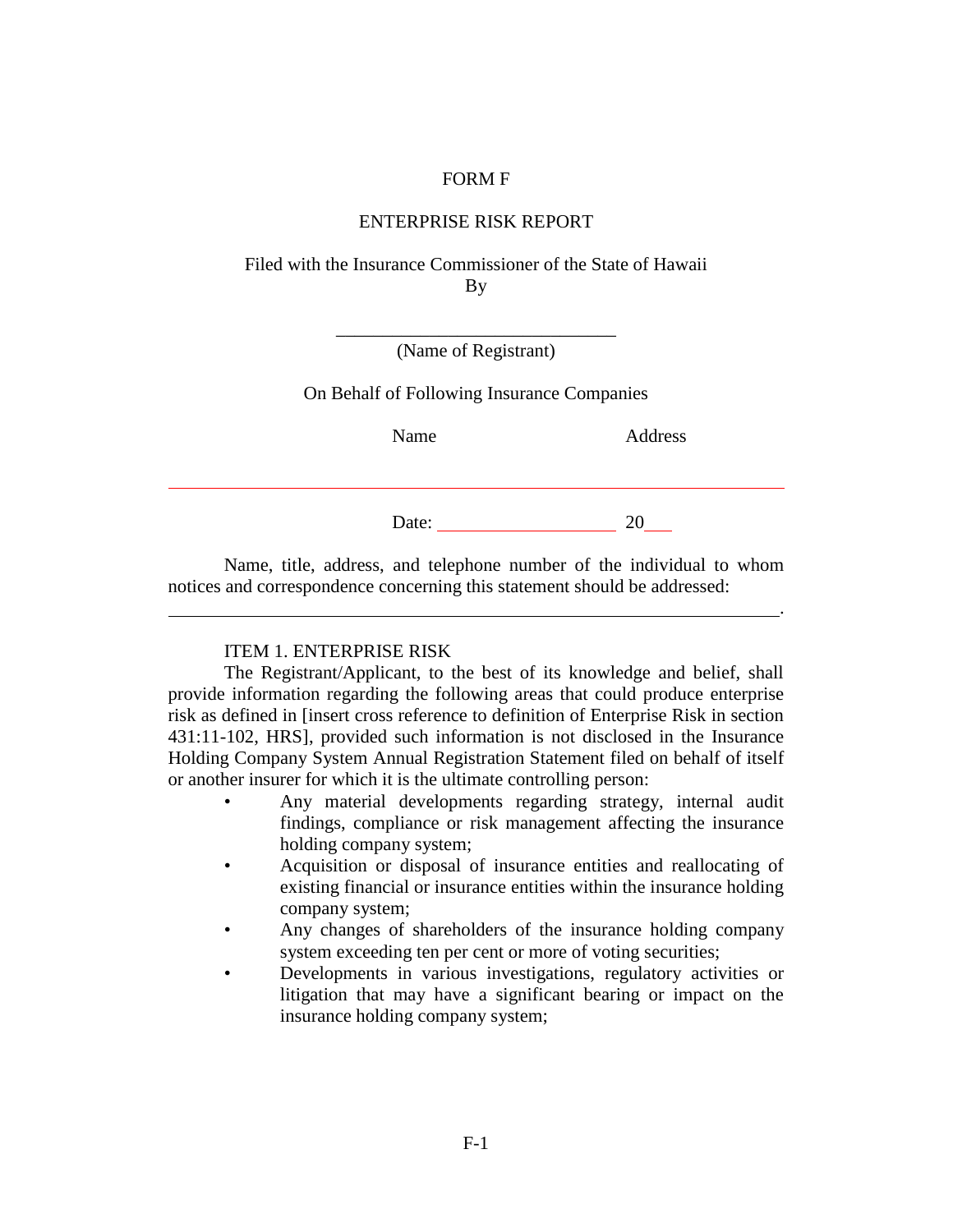FORM F

ENTERPRISE RISK REPORT

Filed with the Insurance Commissioner of the State of Hawaii
By

______________________________
(Name of Registrant)

On Behalf of Following Insurance Companies

| Name | Address |
|---|---|
| | |

Date: ____________________ 20___

Name, title, address, and telephone number of the individual to whom notices and correspondence concerning this statement should be addressed:

________________________________________________________________.

ITEM 1. ENTERPRISE RISK

The Registrant/Applicant, to the best of its knowledge and belief, shall provide information regarding the following areas that could produce enterprise risk as defined in [insert cross reference to definition of Enterprise Risk in section 431:11-102, HRS], provided such information is not disclosed in the Insurance Holding Company System Annual Registration Statement filed on behalf of itself or another insurer for which it is the ultimate controlling person:

- Any material developments regarding strategy, internal audit findings, compliance or risk management affecting the insurance holding company system;
- Acquisition or disposal of insurance entities and reallocating of existing financial or insurance entities within the insurance holding company system;
- Any changes of shareholders of the insurance holding company system exceeding ten per cent or more of voting securities;
- Developments in various investigations, regulatory activities or litigation that may have a significant bearing or impact on the insurance holding company system;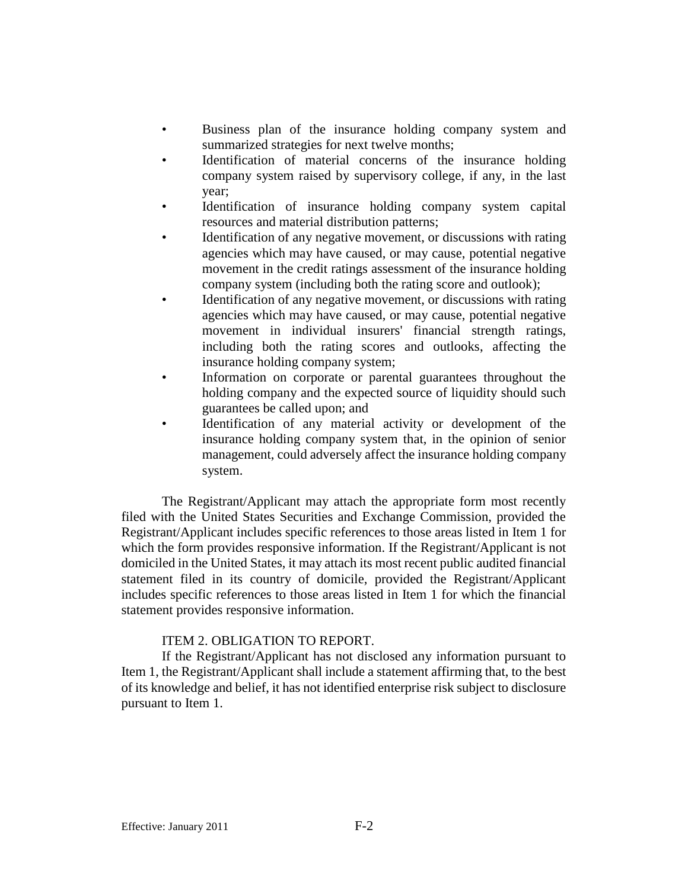- Business plan of the insurance holding company system and summarized strategies for next twelve months;
- Identification of material concerns of the insurance holding company system raised by supervisory college, if any, in the last year;
- Identification of insurance holding company system capital resources and material distribution patterns;
- Identification of any negative movement, or discussions with rating agencies which may have caused, or may cause, potential negative movement in the credit ratings assessment of the insurance holding company system (including both the rating score and outlook);
- Identification of any negative movement, or discussions with rating agencies which may have caused, or may cause, potential negative movement in individual insurers' financial strength ratings, including both the rating scores and outlooks, affecting the insurance holding company system;
- Information on corporate or parental guarantees throughout the holding company and the expected source of liquidity should such guarantees be called upon; and
- Identification of any material activity or development of the insurance holding company system that, in the opinion of senior management, could adversely affect the insurance holding company system.

The Registrant/Applicant may attach the appropriate form most recently filed with the United States Securities and Exchange Commission, provided the Registrant/Applicant includes specific references to those areas listed in Item 1 for which the form provides responsive information. If the Registrant/Applicant is not domiciled in the United States, it may attach its most recent public audited financial statement filed in its country of domicile, provided the Registrant/Applicant includes specific references to those areas listed in Item 1 for which the financial statement provides responsive information.

ITEM 2. OBLIGATION TO REPORT.

If the Registrant/Applicant has not disclosed any information pursuant to Item 1, the Registrant/Applicant shall include a statement affirming that, to the best of its knowledge and belief, it has not identified enterprise risk subject to disclosure pursuant to Item 1.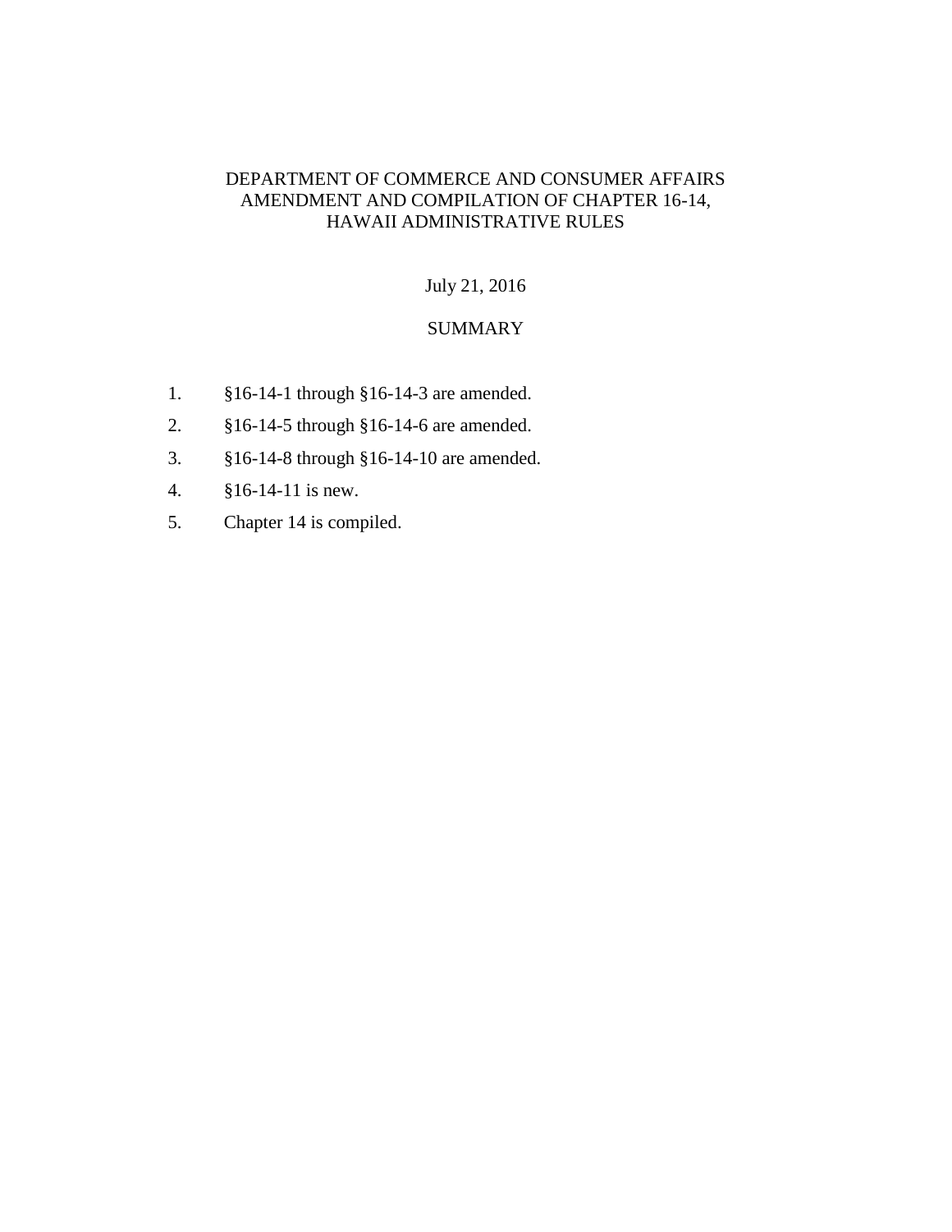DEPARTMENT OF COMMERCE AND CONSUMER AFFAIRS
AMENDMENT AND COMPILATION OF CHAPTER 16-14,
HAWAII ADMINISTRATIVE RULES

July 21, 2016

SUMMARY

1. §16-14-1 through §16-14-3 are amended.
2. §16-14-5 through §16-14-6 are amended.
3. §16-14-8 through §16-14-10 are amended.
4. §16-14-11 is new.
5. Chapter 14 is compiled.